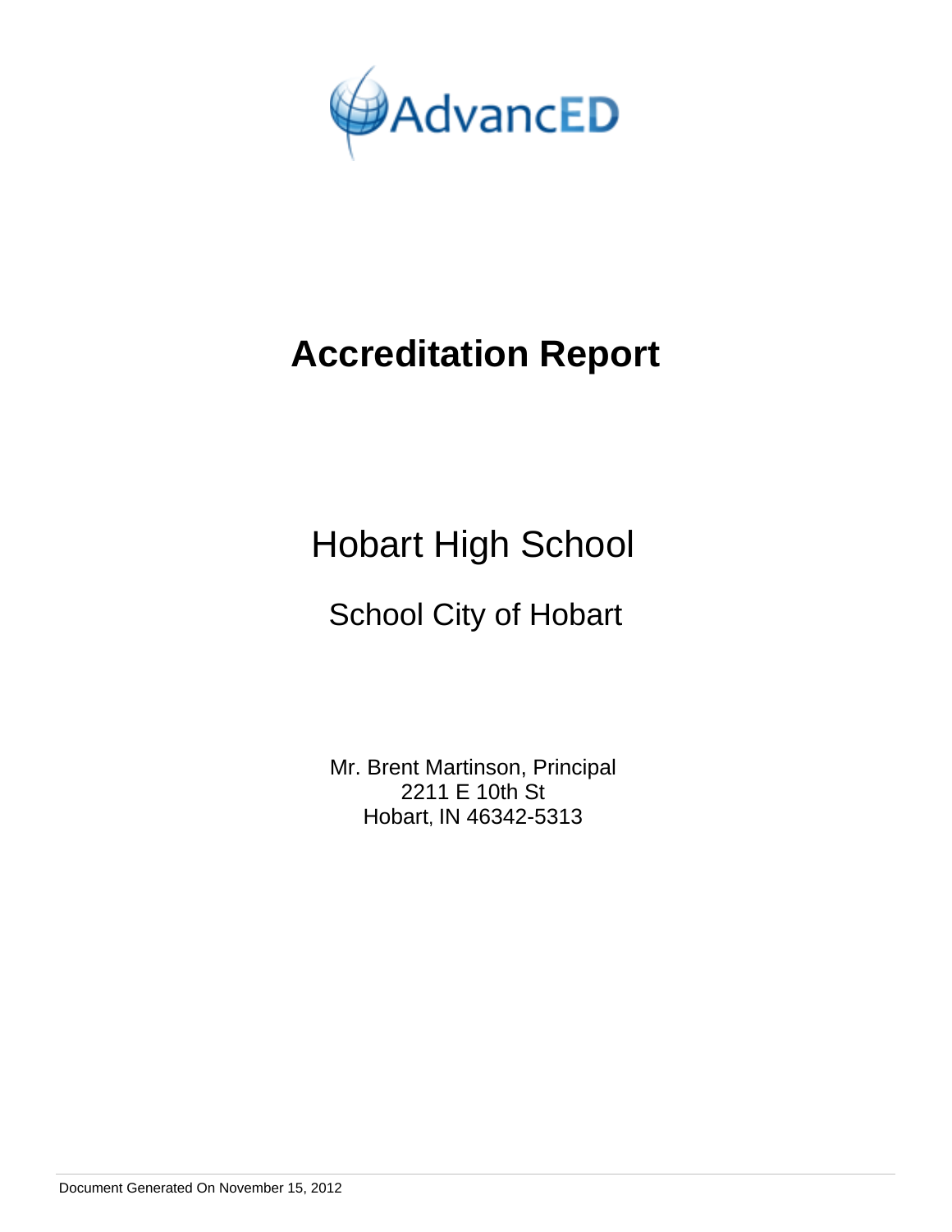AdvancED

# Accreditation Report

## Hobart High School

### School City of Hobart

Mr. Brent Martinson, Principal
2211 E 10th St
Hobart, IN 46342-5313

Document Generated On November 15, 2012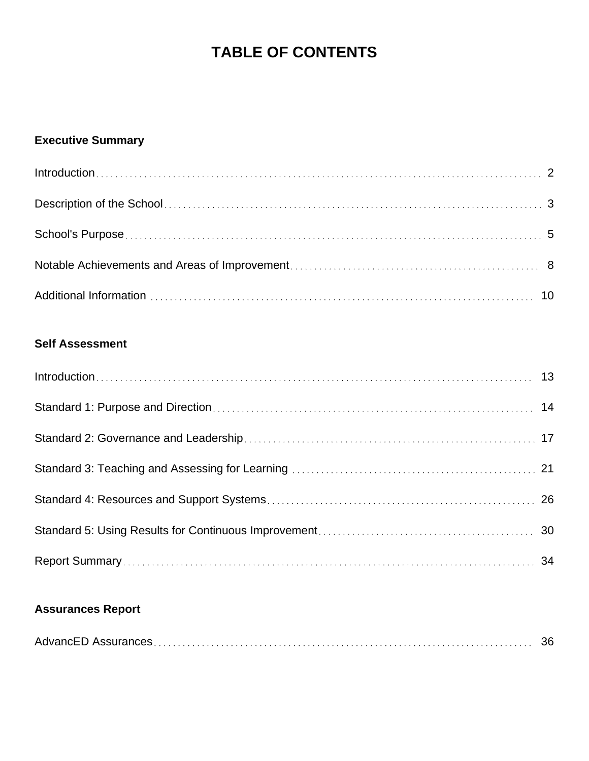# TABLE OF CONTENTS

**Executive Summary**

Introduction ..... 2

Description of the School ..... 3

School's Purpose ..... 5

Notable Achievements and Areas of Improvement ..... 8

Additional Information ..... 10

**Self Assessment**

Introduction ..... 13

Standard 1: Purpose and Direction ..... 14

Standard 2: Governance and Leadership ..... 17

Standard 3: Teaching and Assessing for Learning ..... 21

Standard 4: Resources and Support Systems ..... 26

Standard 5: Using Results for Continuous Improvement ..... 30

Report Summary ..... 34

**Assurances Report**

AdvancED Assurances ..... 36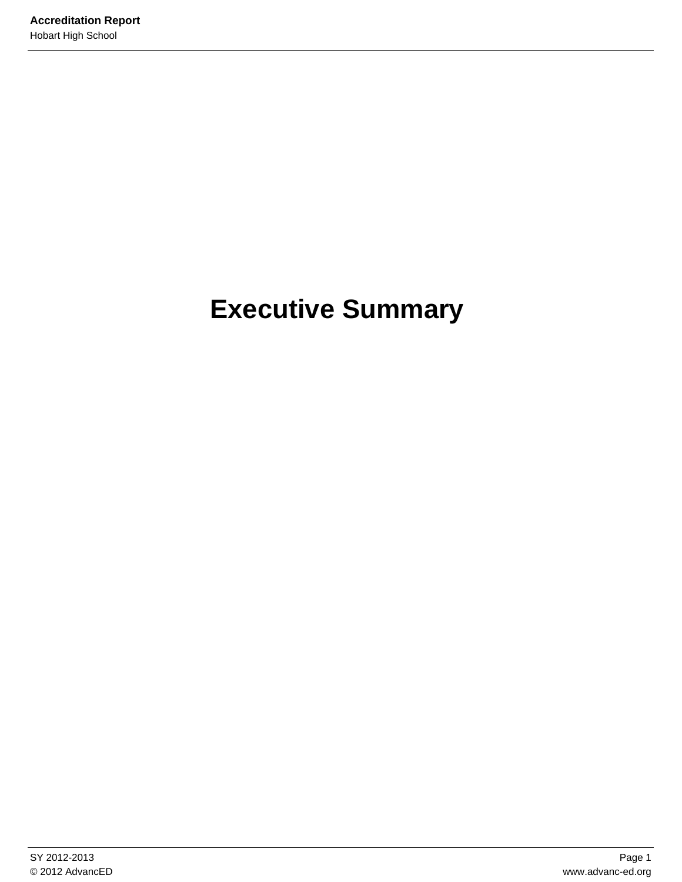# Executive Summary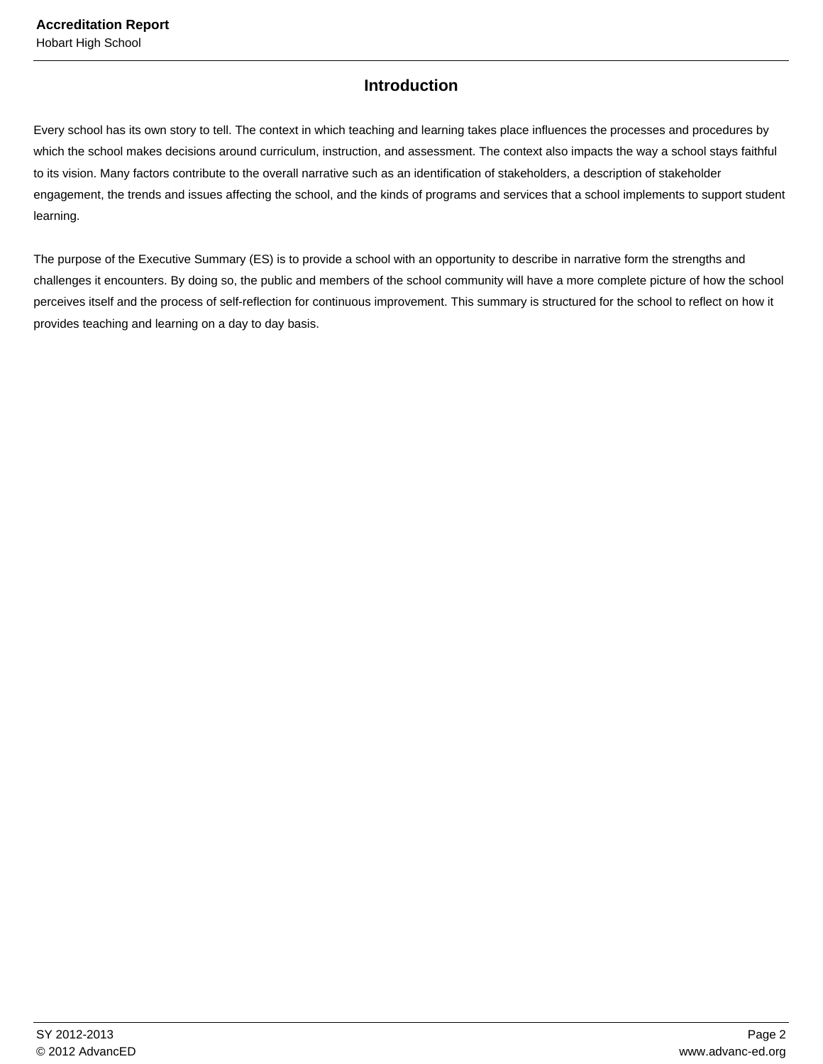# Introduction

Every school has its own story to tell. The context in which teaching and learning takes place influences the processes and procedures by which the school makes decisions around curriculum, instruction, and assessment. The context also impacts the way a school stays faithful to its vision. Many factors contribute to the overall narrative such as an identification of stakeholders, a description of stakeholder engagement, the trends and issues affecting the school, and the kinds of programs and services that a school implements to support student learning.

The purpose of the Executive Summary (ES) is to provide a school with an opportunity to describe in narrative form the strengths and challenges it encounters. By doing so, the public and members of the school community will have a more complete picture of how the school perceives itself and the process of self-reflection for continuous improvement. This summary is structured for the school to reflect on how it provides teaching and learning on a day to day basis.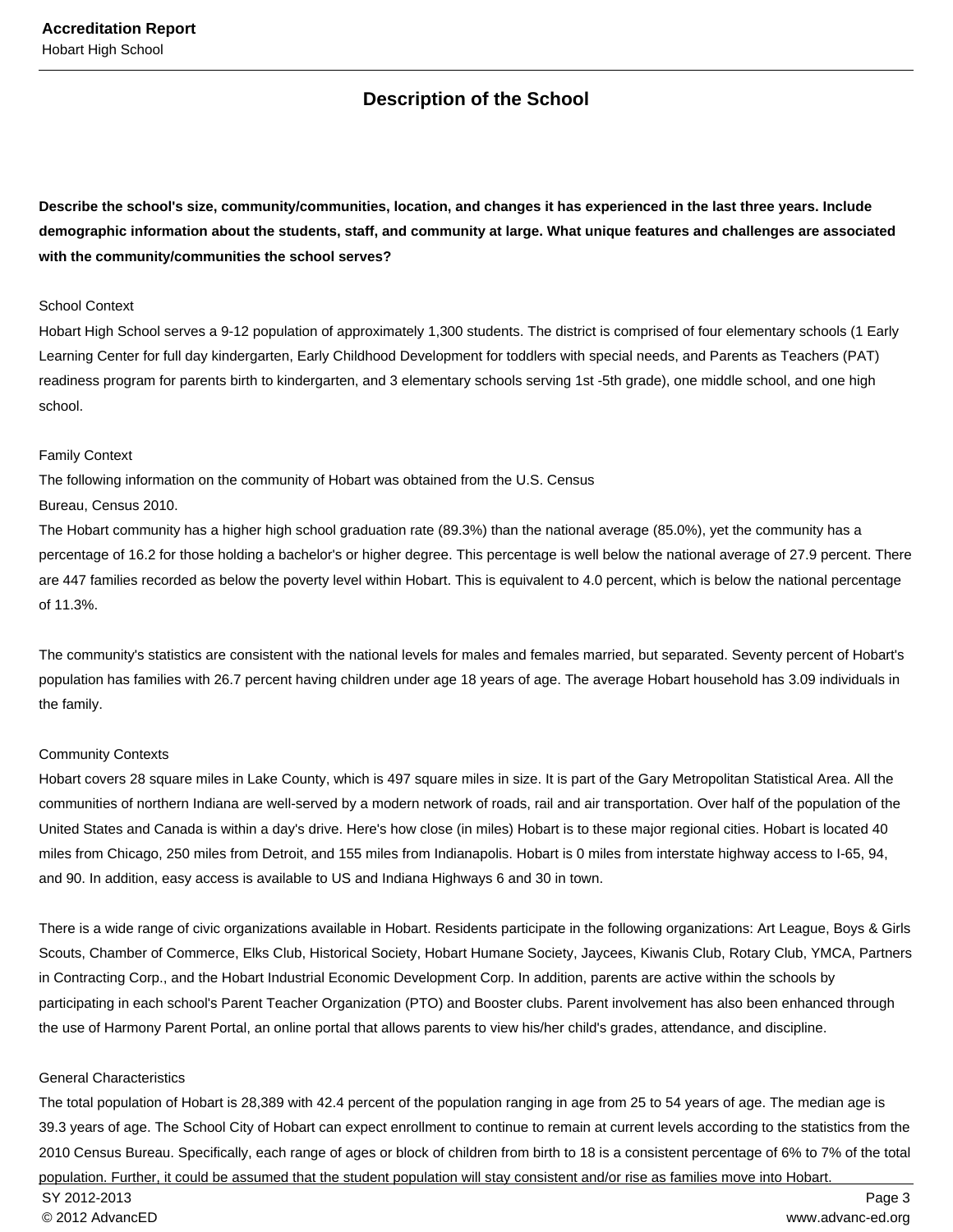## Description of the School

**Describe the school's size, community/communities, location, and changes it has experienced in the last three years. Include demographic information about the students, staff, and community at large. What unique features and challenges are associated with the community/communities the school serves?**

School Context

Hobart High School serves a 9-12 population of approximately 1,300 students. The district is comprised of four elementary schools (1 Early Learning Center for full day kindergarten, Early Childhood Development for toddlers with special needs, and Parents as Teachers (PAT) readiness program for parents birth to kindergarten, and 3 elementary schools serving 1st -5th grade), one middle school, and one high school.

Family Context

The following information on the community of Hobart was obtained from the U.S. Census Bureau, Census 2010.

The Hobart community has a higher high school graduation rate (89.3%) than the national average (85.0%), yet the community has a percentage of 16.2 for those holding a bachelor's or higher degree. This percentage is well below the national average of 27.9 percent. There are 447 families recorded as below the poverty level within Hobart. This is equivalent to 4.0 percent, which is below the national percentage of 11.3%.

The community's statistics are consistent with the national levels for males and females married, but separated. Seventy percent of Hobart's population has families with 26.7 percent having children under age 18 years of age. The average Hobart household has 3.09 individuals in the family.

Community Contexts

Hobart covers 28 square miles in Lake County, which is 497 square miles in size. It is part of the Gary Metropolitan Statistical Area. All the communities of northern Indiana are well-served by a modern network of roads, rail and air transportation. Over half of the population of the United States and Canada is within a day's drive. Here's how close (in miles) Hobart is to these major regional cities. Hobart is located 40 miles from Chicago, 250 miles from Detroit, and 155 miles from Indianapolis. Hobart is 0 miles from interstate highway access to I-65, 94, and 90. In addition, easy access is available to US and Indiana Highways 6 and 30 in town.

There is a wide range of civic organizations available in Hobart. Residents participate in the following organizations: Art League, Boys & Girls Scouts, Chamber of Commerce, Elks Club, Historical Society, Hobart Humane Society, Jaycees, Kiwanis Club, Rotary Club, YMCA, Partners in Contracting Corp., and the Hobart Industrial Economic Development Corp. In addition, parents are active within the schools by participating in each school's Parent Teacher Organization (PTO) and Booster clubs. Parent involvement has also been enhanced through the use of Harmony Parent Portal, an online portal that allows parents to view his/her child's grades, attendance, and discipline.

General Characteristics

The total population of Hobart is 28,389 with 42.4 percent of the population ranging in age from 25 to 54 years of age. The median age is 39.3 years of age. The School City of Hobart can expect enrollment to continue to remain at current levels according to the statistics from the 2010 Census Bureau. Specifically, each range of ages or block of children from birth to 18 is a consistent percentage of 6% to 7% of the total population. Further, it could be assumed that the student population will stay consistent and/or rise as families move into Hobart.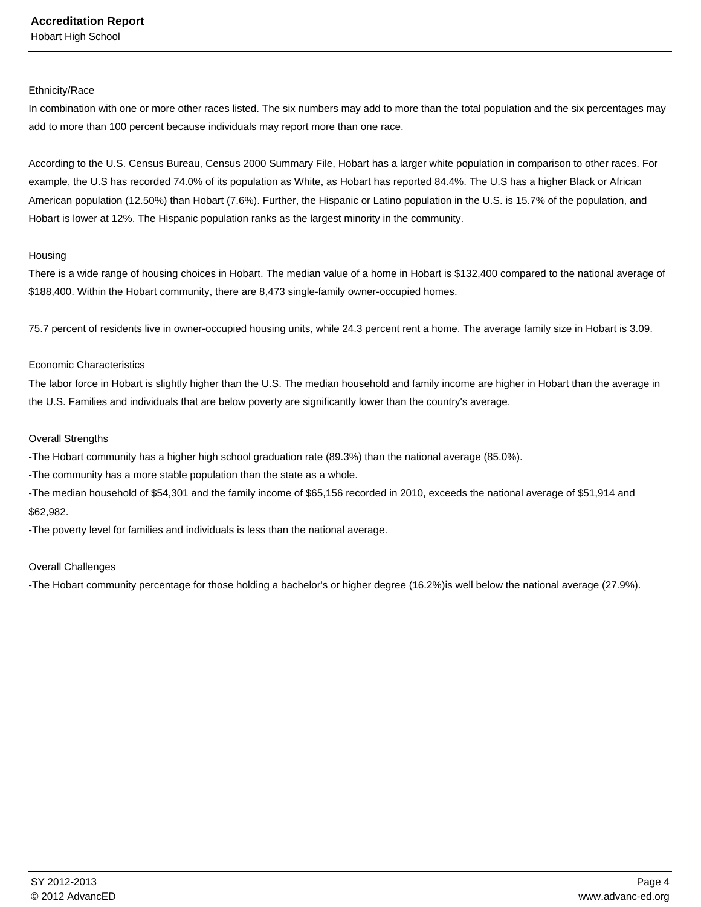Ethnicity/Race

In combination with one or more other races listed. The six numbers may add to more than the total population and the six percentages may add to more than 100 percent because individuals may report more than one race.

According to the U.S. Census Bureau, Census 2000 Summary File, Hobart has a larger white population in comparison to other races. For example, the U.S has recorded 74.0% of its population as White, as Hobart has reported 84.4%. The U.S has a higher Black or African American population (12.50%) than Hobart (7.6%). Further, the Hispanic or Latino population in the U.S. is 15.7% of the population, and Hobart is lower at 12%. The Hispanic population ranks as the largest minority in the community.

Housing

There is a wide range of housing choices in Hobart. The median value of a home in Hobart is $132,400 compared to the national average of $188,400. Within the Hobart community, there are 8,473 single-family owner-occupied homes.

75.7 percent of residents live in owner-occupied housing units, while 24.3 percent rent a home. The average family size in Hobart is 3.09.

Economic Characteristics

The labor force in Hobart is slightly higher than the U.S. The median household and family income are higher in Hobart than the average in the U.S. Families and individuals that are below poverty are significantly lower than the country's average.

Overall Strengths

-The Hobart community has a higher high school graduation rate (89.3%) than the national average (85.0%).
-The community has a more stable population than the state as a whole.
-The median household of $54,301 and the family income of $65,156 recorded in 2010, exceeds the national average of $51,914 and $62,982.
-The poverty level for families and individuals is less than the national average.

Overall Challenges

-The Hobart community percentage for those holding a bachelor's or higher degree (16.2%)is well below the national average (27.9%).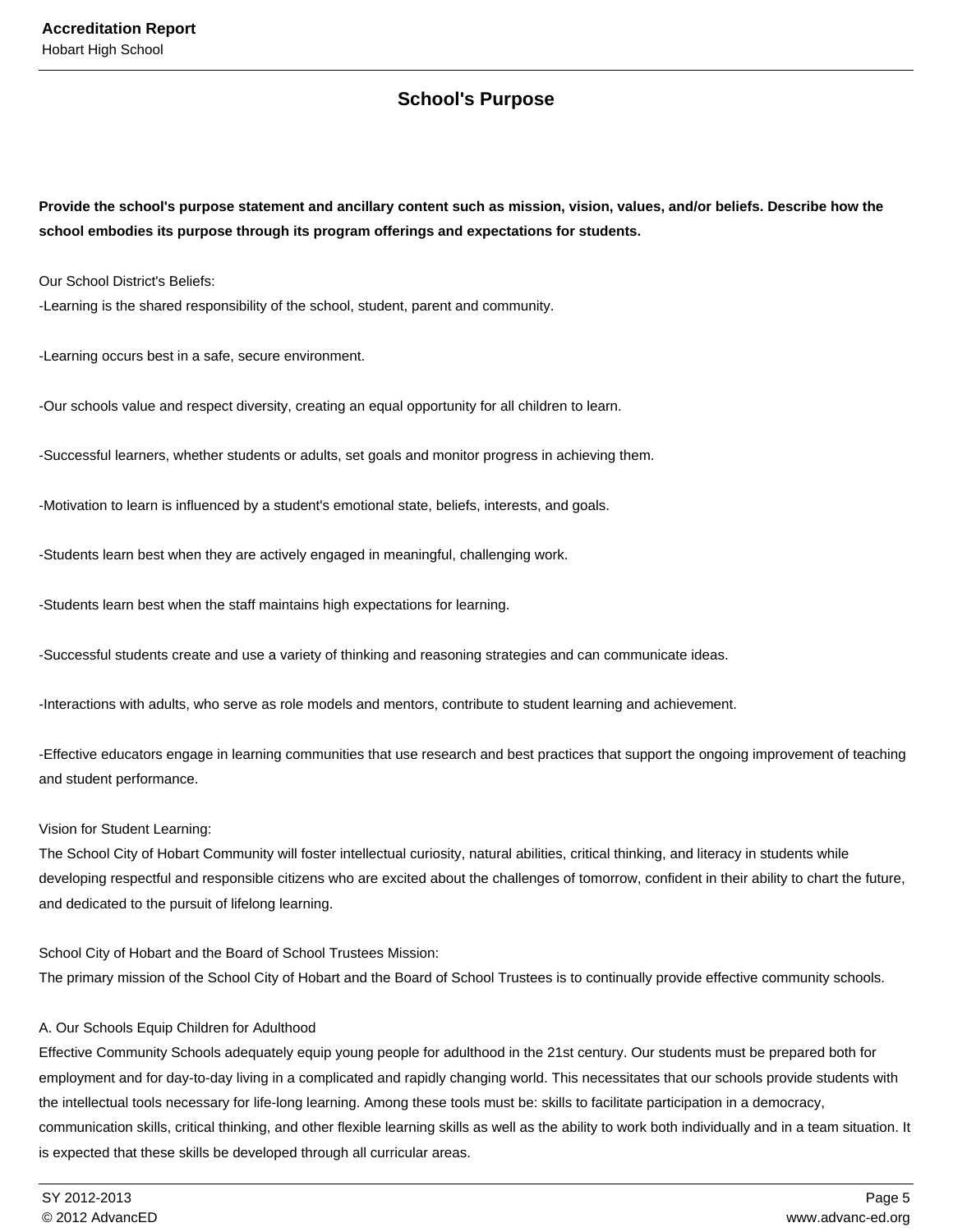## School's Purpose

**Provide the school's purpose statement and ancillary content such as mission, vision, values, and/or beliefs. Describe how the school embodies its purpose through its program offerings and expectations for students.**

Our School District's Beliefs:

-Learning is the shared responsibility of the school, student, parent and community.

-Learning occurs best in a safe, secure environment.

-Our schools value and respect diversity, creating an equal opportunity for all children to learn.

-Successful learners, whether students or adults, set goals and monitor progress in achieving them.

-Motivation to learn is influenced by a student's emotional state, beliefs, interests, and goals.

-Students learn best when they are actively engaged in meaningful, challenging work.

-Students learn best when the staff maintains high expectations for learning.

-Successful students create and use a variety of thinking and reasoning strategies and can communicate ideas.

-Interactions with adults, who serve as role models and mentors, contribute to student learning and achievement.

-Effective educators engage in learning communities that use research and best practices that support the ongoing improvement of teaching and student performance.

Vision for Student Learning:

The School City of Hobart Community will foster intellectual curiosity, natural abilities, critical thinking, and literacy in students while developing respectful and responsible citizens who are excited about the challenges of tomorrow, confident in their ability to chart the future, and dedicated to the pursuit of lifelong learning.

School City of Hobart and the Board of School Trustees Mission:

The primary mission of the School City of Hobart and the Board of School Trustees is to continually provide effective community schools.

A. Our Schools Equip Children for Adulthood

Effective Community Schools adequately equip young people for adulthood in the 21st century. Our students must be prepared both for employment and for day-to-day living in a complicated and rapidly changing world. This necessitates that our schools provide students with the intellectual tools necessary for life-long learning. Among these tools must be: skills to facilitate participation in a democracy, communication skills, critical thinking, and other flexible learning skills as well as the ability to work both individually and in a team situation. It is expected that these skills be developed through all curricular areas.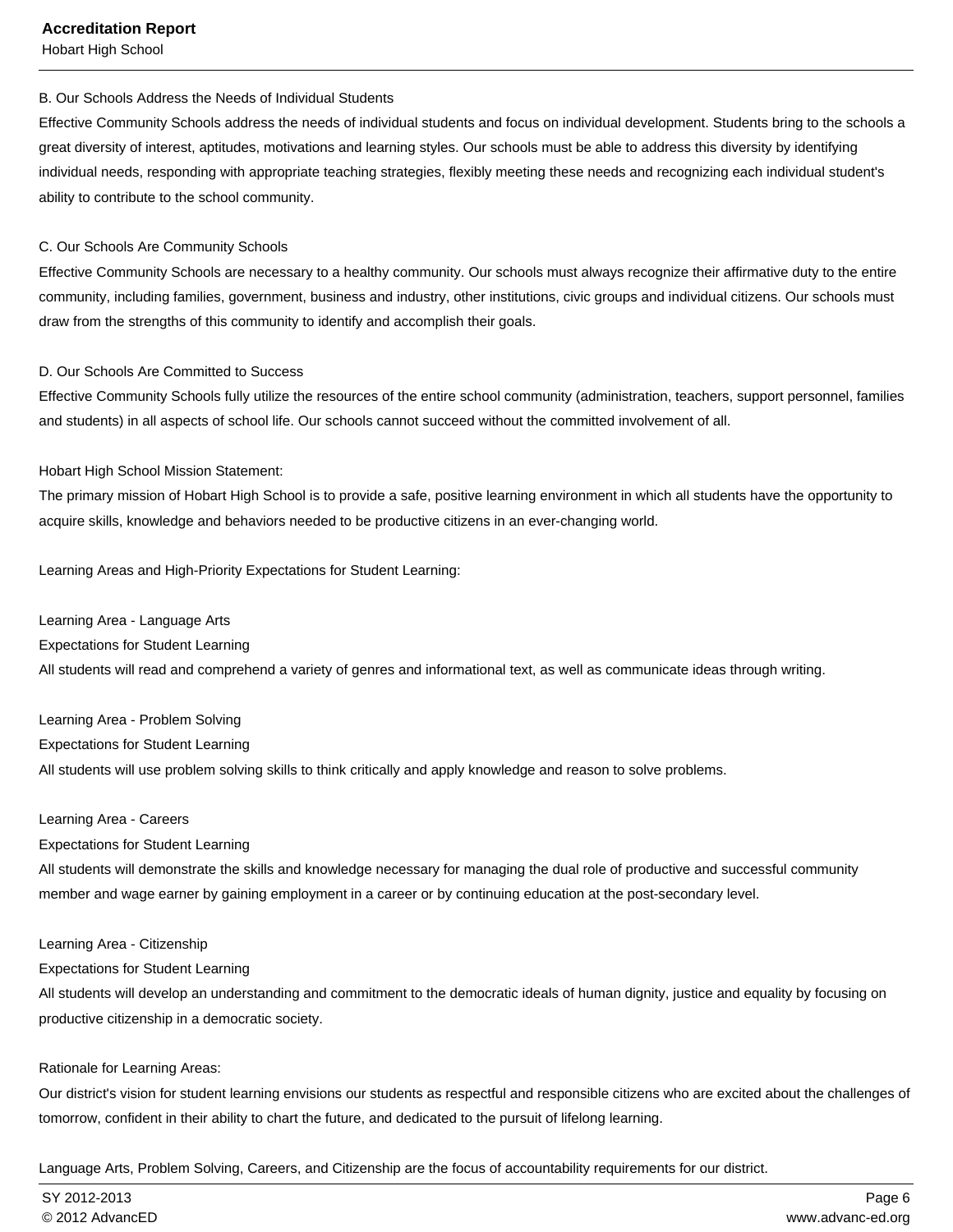B. Our Schools Address the Needs of Individual Students

Effective Community Schools address the needs of individual students and focus on individual development. Students bring to the schools a great diversity of interest, aptitudes, motivations and learning styles. Our schools must be able to address this diversity by identifying individual needs, responding with appropriate teaching strategies, flexibly meeting these needs and recognizing each individual student's ability to contribute to the school community.

C. Our Schools Are Community Schools

Effective Community Schools are necessary to a healthy community. Our schools must always recognize their affirmative duty to the entire community, including families, government, business and industry, other institutions, civic groups and individual citizens. Our schools must draw from the strengths of this community to identify and accomplish their goals.

D. Our Schools Are Committed to Success

Effective Community Schools fully utilize the resources of the entire school community (administration, teachers, support personnel, families and students) in all aspects of school life. Our schools cannot succeed without the committed involvement of all.

Hobart High School Mission Statement:

The primary mission of Hobart High School is to provide a safe, positive learning environment in which all students have the opportunity to acquire skills, knowledge and behaviors needed to be productive citizens in an ever-changing world.

Learning Areas and High-Priority Expectations for Student Learning:

Learning Area - Language Arts

Expectations for Student Learning

All students will read and comprehend a variety of genres and informational text, as well as communicate ideas through writing.

Learning Area - Problem Solving

Expectations for Student Learning

All students will use problem solving skills to think critically and apply knowledge and reason to solve problems.

Learning Area - Careers

Expectations for Student Learning

All students will demonstrate the skills and knowledge necessary for managing the dual role of productive and successful community member and wage earner by gaining employment in a career or by continuing education at the post-secondary level.

Learning Area - Citizenship

Expectations for Student Learning

All students will develop an understanding and commitment to the democratic ideals of human dignity, justice and equality by focusing on productive citizenship in a democratic society.

Rationale for Learning Areas:

Our district's vision for student learning envisions our students as respectful and responsible citizens who are excited about the challenges of tomorrow, confident in their ability to chart the future, and dedicated to the pursuit of lifelong learning.

Language Arts, Problem Solving, Careers, and Citizenship are the focus of accountability requirements for our district.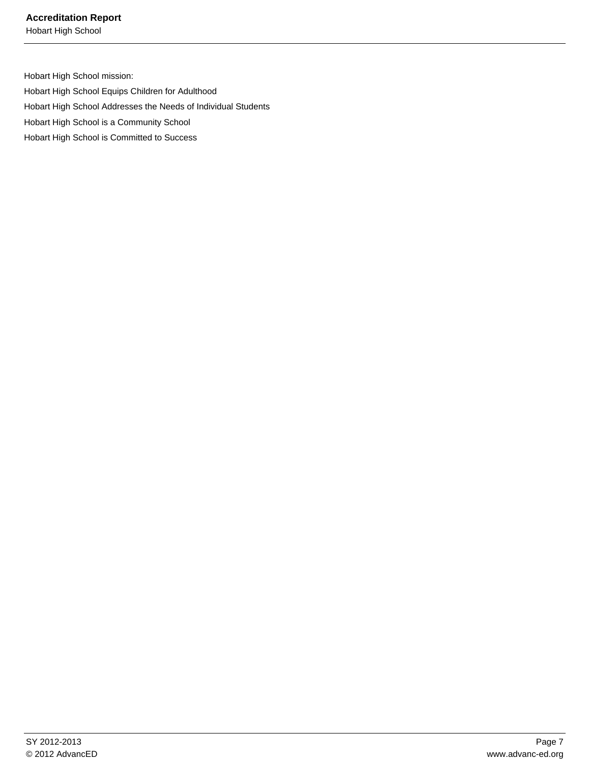Hobart High School mission:

Hobart High School Equips Children for Adulthood

Hobart High School Addresses the Needs of Individual Students

Hobart High School is a Community School

Hobart High School is Committed to Success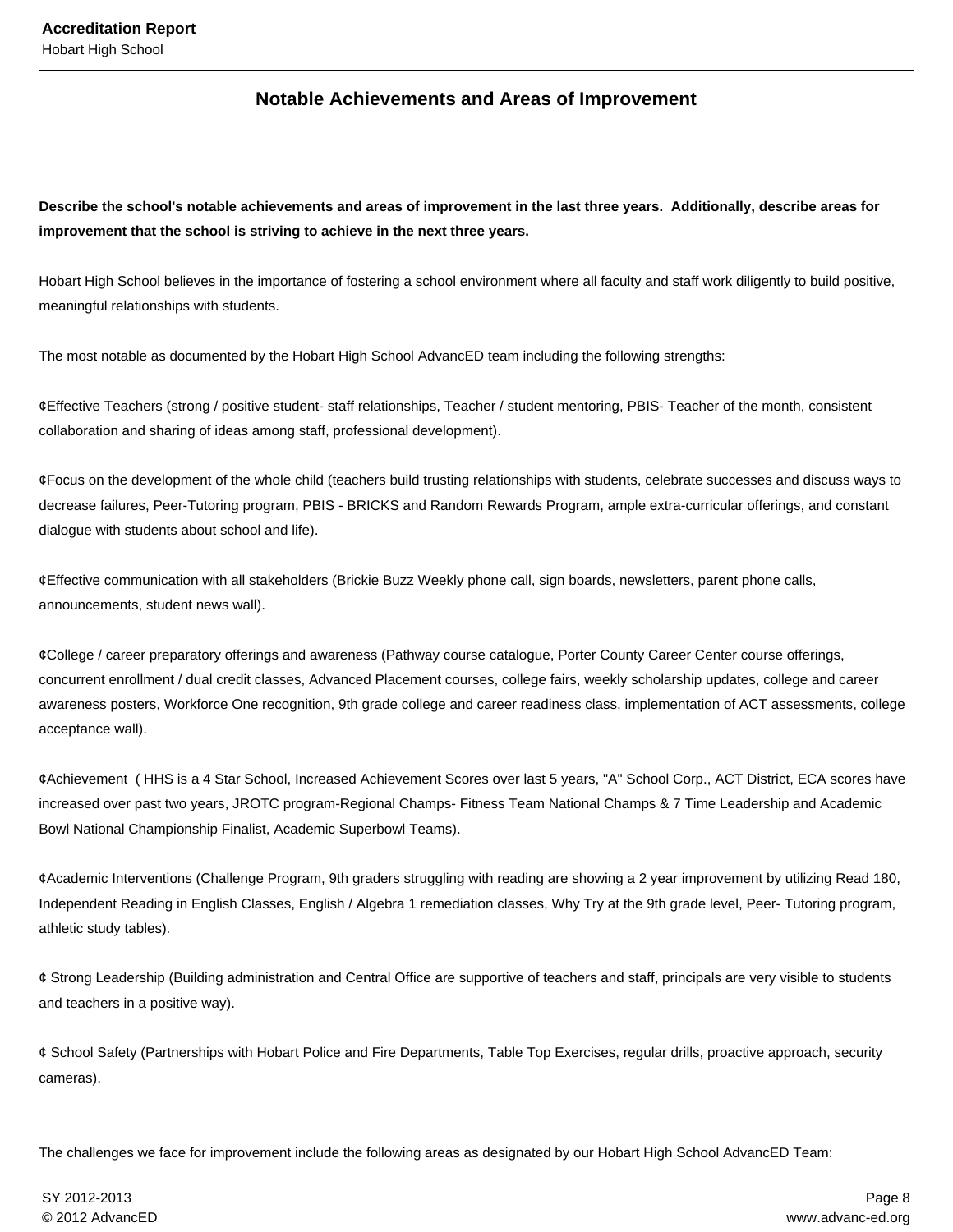## Notable Achievements and Areas of Improvement

**Describe the school's notable achievements and areas of improvement in the last three years. Additionally, describe areas for improvement that the school is striving to achieve in the next three years.**

Hobart High School believes in the importance of fostering a school environment where all faculty and staff work diligently to build positive, meaningful relationships with students.

The most notable as documented by the Hobart High School AdvancED team including the following strengths:

¢Effective Teachers (strong / positive student- staff relationships, Teacher / student mentoring, PBIS- Teacher of the month, consistent collaboration and sharing of ideas among staff, professional development).

¢Focus on the development of the whole child (teachers build trusting relationships with students, celebrate successes and discuss ways to decrease failures, Peer-Tutoring program, PBIS - BRICKS and Random Rewards Program, ample extra-curricular offerings, and constant dialogue with students about school and life).

¢Effective communication with all stakeholders (Brickie Buzz Weekly phone call, sign boards, newsletters, parent phone calls, announcements, student news wall).

¢College / career preparatory offerings and awareness (Pathway course catalogue, Porter County Career Center course offerings, concurrent enrollment / dual credit classes, Advanced Placement courses, college fairs, weekly scholarship updates, college and career awareness posters, Workforce One recognition, 9th grade college and career readiness class, implementation of ACT assessments, college acceptance wall).

¢Achievement ( HHS is a 4 Star School, Increased Achievement Scores over last 5 years, "A" School Corp., ACT District, ECA scores have increased over past two years, JROTC program-Regional Champs- Fitness Team National Champs & 7 Time Leadership and Academic Bowl National Championship Finalist, Academic Superbowl Teams).

¢Academic Interventions (Challenge Program, 9th graders struggling with reading are showing a 2 year improvement by utilizing Read 180, Independent Reading in English Classes, English / Algebra 1 remediation classes, Why Try at the 9th grade level, Peer- Tutoring program, athletic study tables).

¢ Strong Leadership (Building administration and Central Office are supportive of teachers and staff, principals are very visible to students and teachers in a positive way).

¢ School Safety (Partnerships with Hobart Police and Fire Departments, Table Top Exercises, regular drills, proactive approach, security cameras).

The challenges we face for improvement include the following areas as designated by our Hobart High School AdvancED Team: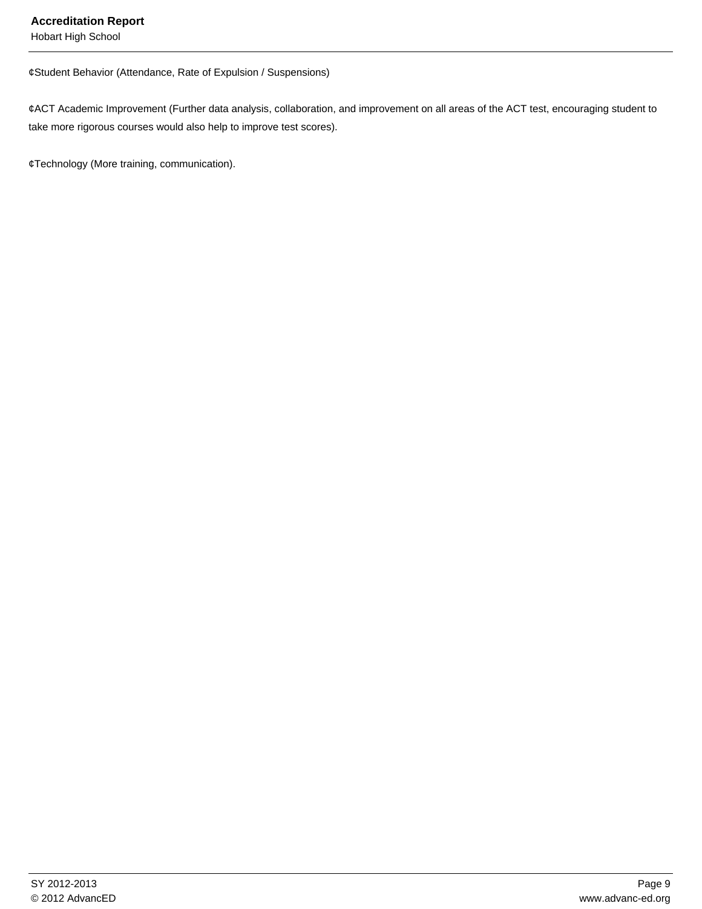¢Student Behavior (Attendance, Rate of Expulsion / Suspensions)

¢ACT Academic Improvement (Further data analysis, collaboration, and improvement on all areas of the ACT test, encouraging student to take more rigorous courses would also help to improve test scores).

¢Technology (More training, communication).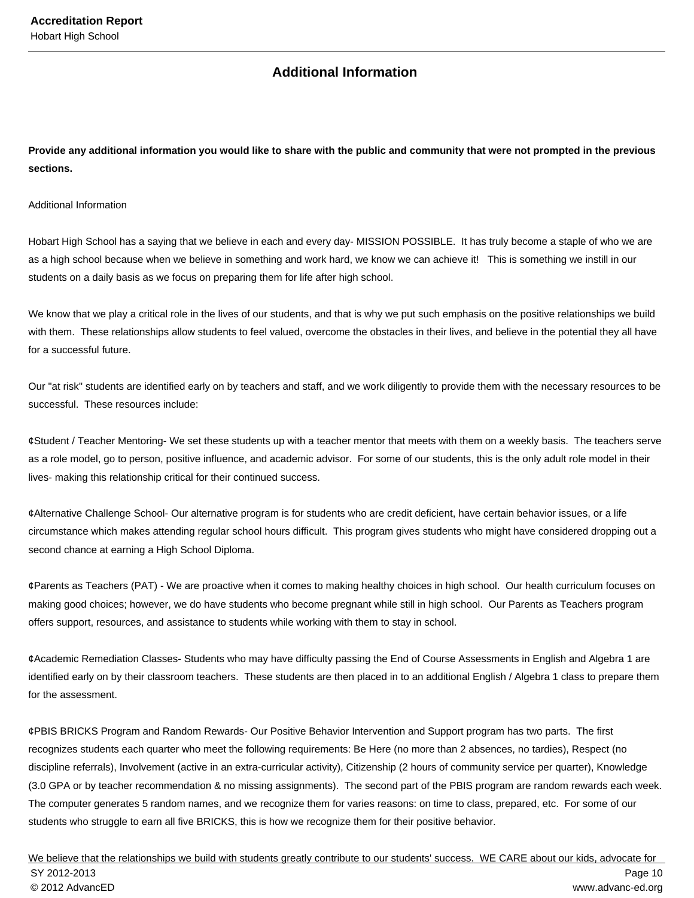## Additional Information

**Provide any additional information you would like to share with the public and community that were not prompted in the previous sections.**

Additional Information

Hobart High School has a saying that we believe in each and every day- MISSION POSSIBLE.  It has truly become a staple of who we are as a high school because when we believe in something and work hard, we know we can achieve it!   This is something we instill in our students on a daily basis as we focus on preparing them for life after high school.

We know that we play a critical role in the lives of our students, and that is why we put such emphasis on the positive relationships we build with them.  These relationships allow students to feel valued, overcome the obstacles in their lives, and believe in the potential they all have for a successful future.

Our "at risk" students are identified early on by teachers and staff, and we work diligently to provide them with the necessary resources to be successful.  These resources include:

¢Student / Teacher Mentoring- We set these students up with a teacher mentor that meets with them on a weekly basis.  The teachers serve as a role model, go to person, positive influence, and academic advisor.  For some of our students, this is the only adult role model in their lives- making this relationship critical for their continued success.

¢Alternative Challenge School- Our alternative program is for students who are credit deficient, have certain behavior issues, or a life circumstance which makes attending regular school hours difficult.  This program gives students who might have considered dropping out a second chance at earning a High School Diploma.

¢Parents as Teachers (PAT) - We are proactive when it comes to making healthy choices in high school.  Our health curriculum focuses on making good choices; however, we do have students who become pregnant while still in high school.  Our Parents as Teachers program offers support, resources, and assistance to students while working with them to stay in school.

¢Academic Remediation Classes- Students who may have difficulty passing the End of Course Assessments in English and Algebra 1 are identified early on by their classroom teachers.  These students are then placed in to an additional English / Algebra 1 class to prepare them for the assessment.

¢PBIS BRICKS Program and Random Rewards- Our Positive Behavior Intervention and Support program has two parts.  The first recognizes students each quarter who meet the following requirements: Be Here (no more than 2 absences, no tardies), Respect (no discipline referrals), Involvement (active in an extra-curricular activity), Citizenship (2 hours of community service per quarter), Knowledge (3.0 GPA or by teacher recommendation & no missing assignments).  The second part of the PBIS program are random rewards each week. The computer generates 5 random names, and we recognize them for varies reasons: on time to class, prepared, etc.  For some of our students who struggle to earn all five BRICKS, this is how we recognize them for their positive behavior.

We believe that the relationships we build with students greatly contribute to our students' success.  WE CARE about our kids, advocate for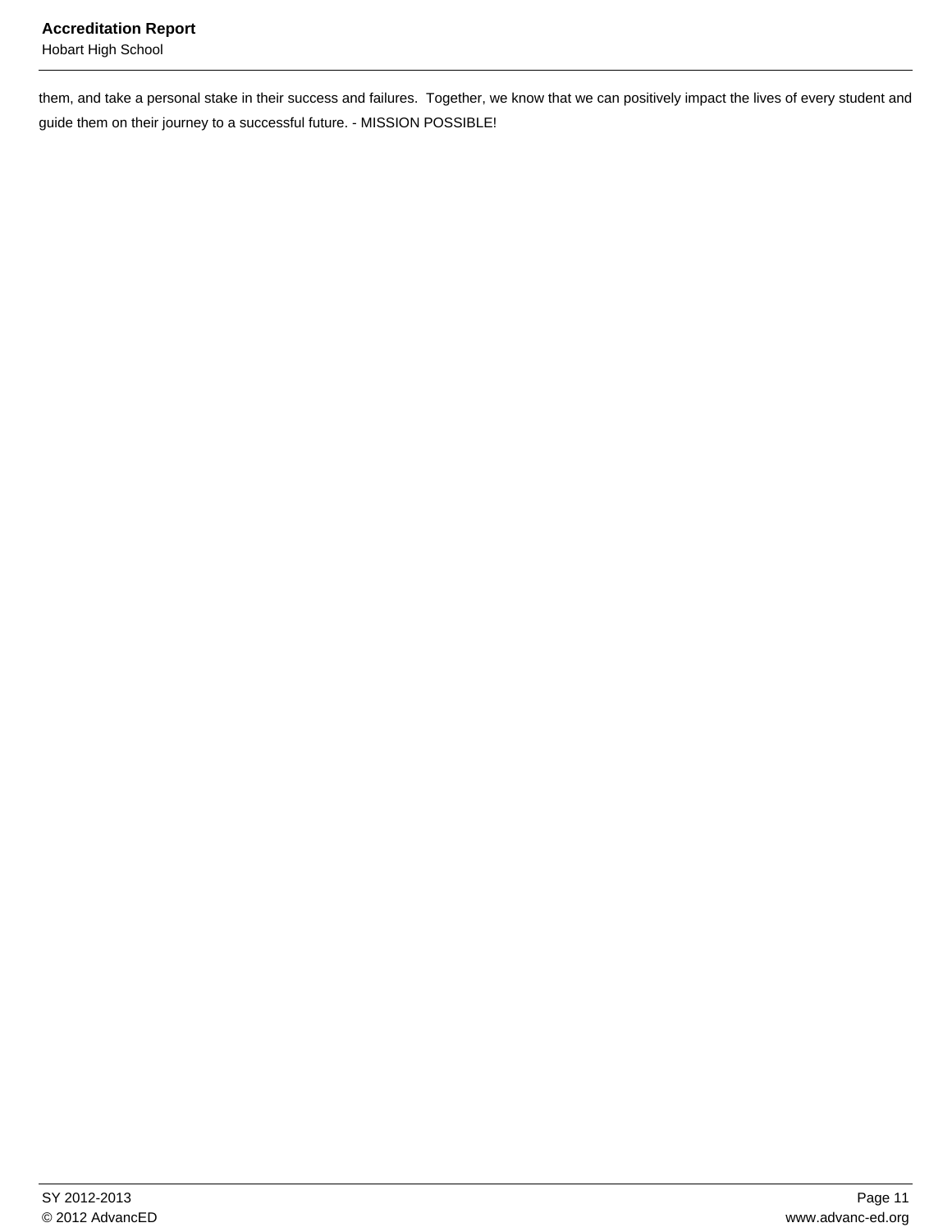them, and take a personal stake in their success and failures.  Together, we know that we can positively impact the lives of every student and guide them on their journey to a successful future. - MISSION POSSIBLE!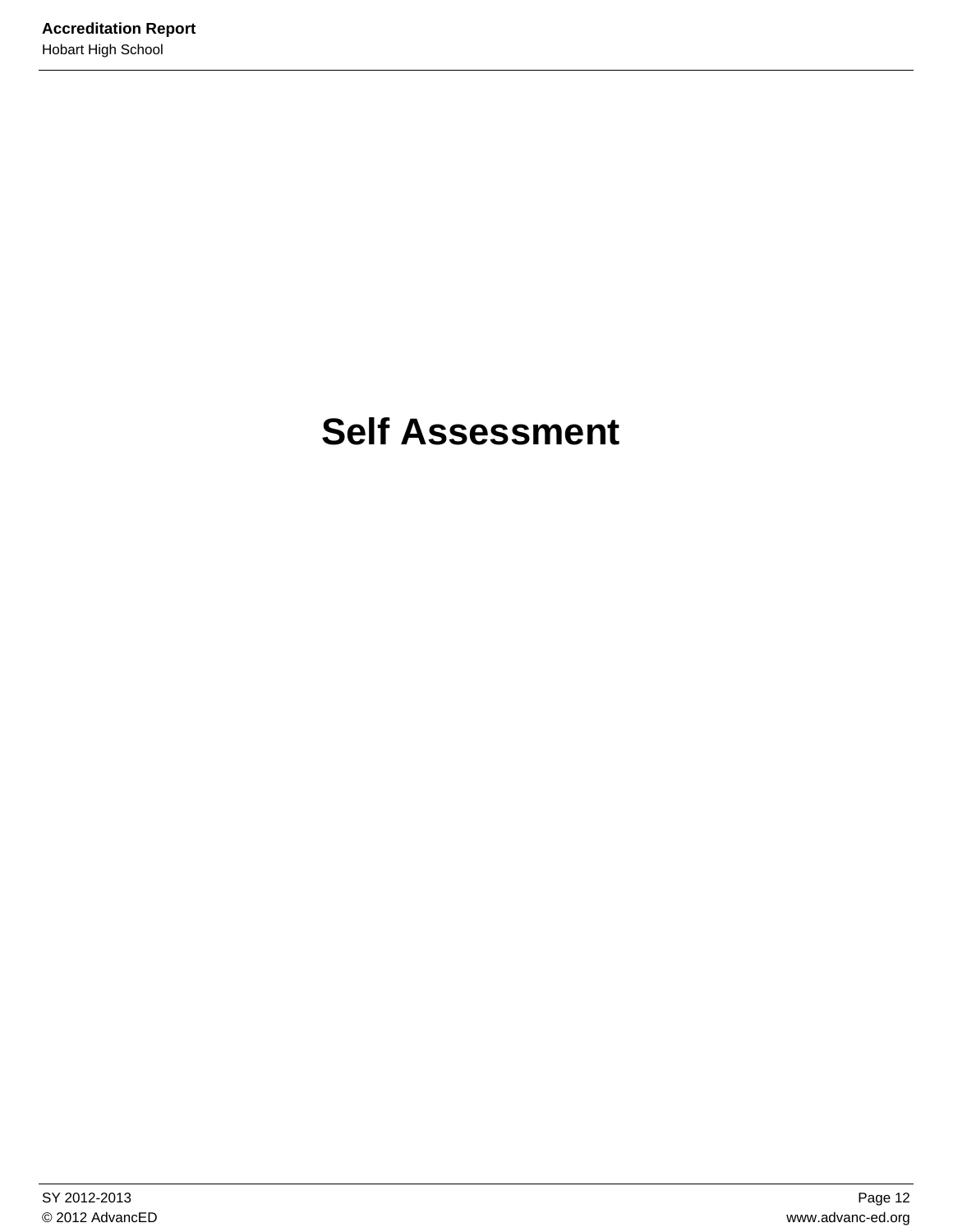# Self Assessment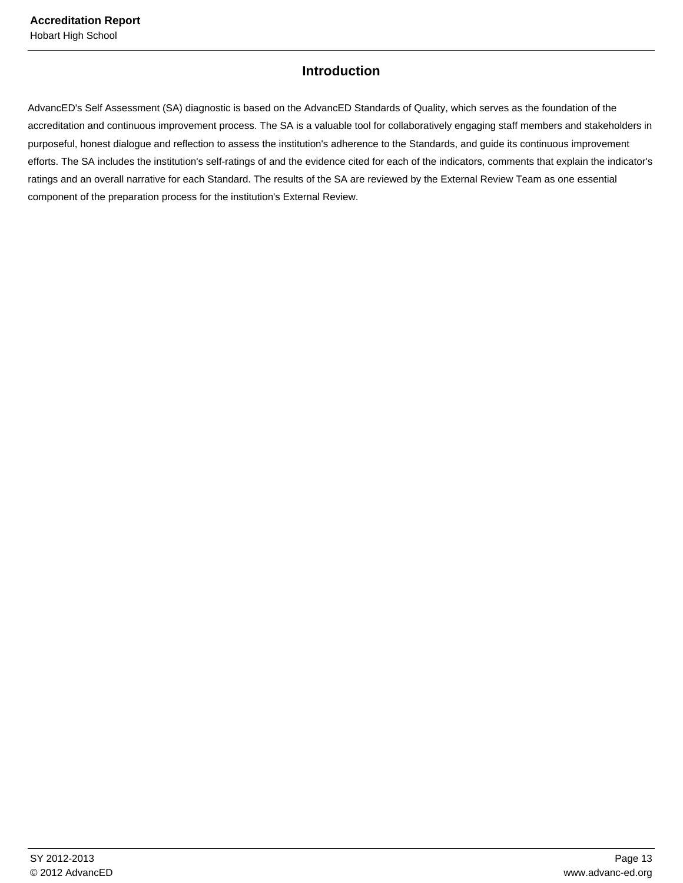## Introduction

AdvancED's Self Assessment (SA) diagnostic is based on the AdvancED Standards of Quality, which serves as the foundation of the accreditation and continuous improvement process. The SA is a valuable tool for collaboratively engaging staff members and stakeholders in purposeful, honest dialogue and reflection to assess the institution's adherence to the Standards, and guide its continuous improvement efforts. The SA includes the institution's self-ratings of and the evidence cited for each of the indicators, comments that explain the indicator's ratings and an overall narrative for each Standard. The results of the SA are reviewed by the External Review Team as one essential component of the preparation process for the institution's External Review.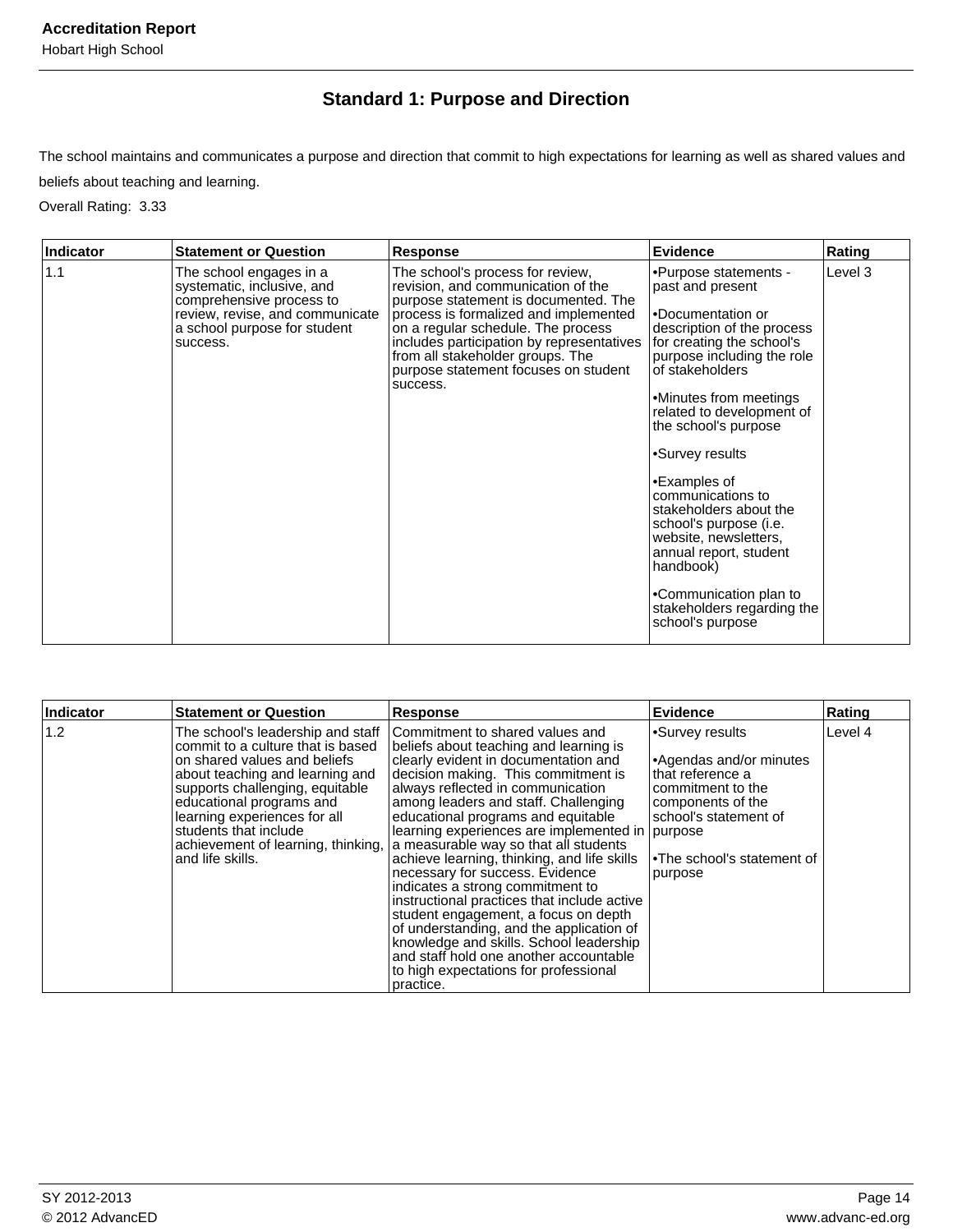## Standard 1: Purpose and Direction

The school maintains and communicates a purpose and direction that commit to high expectations for learning as well as shared values and beliefs about teaching and learning.

Overall Rating: 3.33

| Indicator | Statement or Question | Response | Evidence | Rating |
|---|---|---|---|---|
| 1.1 | The school engages in a systematic, inclusive, and comprehensive process to review, revise, and communicate a school purpose for student success. | The school's process for review, revision, and communication of the purpose statement is documented. The process is formalized and implemented on a regular schedule. The process includes participation by representatives from all stakeholder groups. The purpose statement focuses on student success. | •Purpose statements - past and present<br><br>•Documentation or description of the process for creating the school's purpose including the role of stakeholders<br><br>•Minutes from meetings related to development of the school's purpose<br><br>•Survey results<br><br>•Examples of communications to stakeholders about the school's purpose (i.e. website, newsletters, annual report, student handbook)<br><br>•Communication plan to stakeholders regarding the school's purpose | Level 3 |

| Indicator | Statement or Question | Response | Evidence | Rating |
|---|---|---|---|---|
| 1.2 | The school's leadership and staff commit to a culture that is based on shared values and beliefs about teaching and learning and supports challenging, equitable educational programs and learning experiences for all students that include achievement of learning, thinking, and life skills. | Commitment to shared values and beliefs about teaching and learning is clearly evident in documentation and decision making. This commitment is always reflected in communication among leaders and staff. Challenging educational programs and equitable learning experiences are implemented in a measurable way so that all students achieve learning, thinking, and life skills necessary for success. Evidence indicates a strong commitment to instructional practices that include active student engagement, a focus on depth of understanding, and the application of knowledge and skills. School leadership and staff hold one another accountable to high expectations for professional practice. | •Survey results<br><br>•Agendas and/or minutes that reference a commitment to the components of the school's statement of purpose<br><br>•The school's statement of purpose | Level 4 |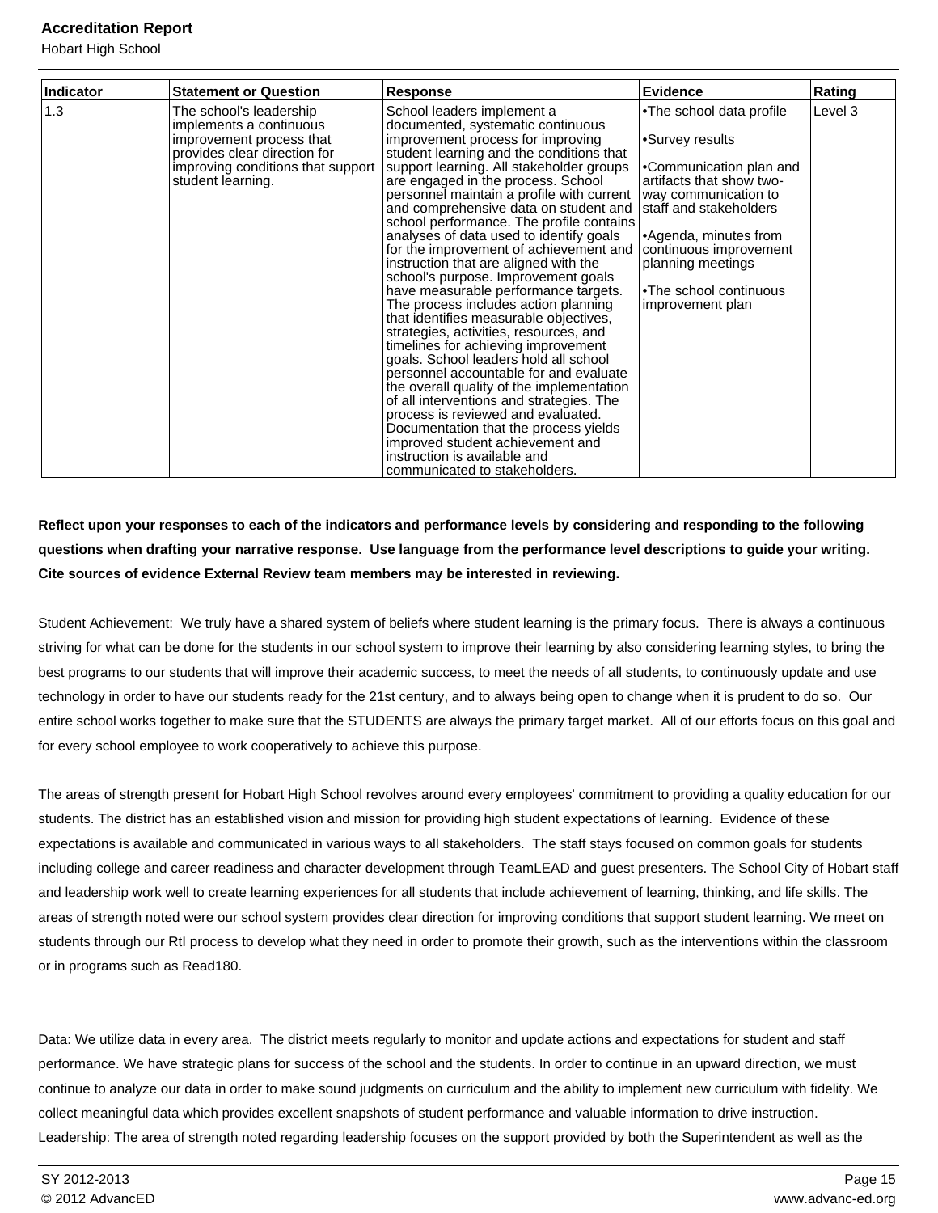| Indicator | Statement or Question | Response | Evidence | Rating |
| --- | --- | --- | --- | --- |
| 1.3 | The school's leadership implements a continuous improvement process that provides clear direction for improving conditions that support student learning. | School leaders implement a documented, systematic continuous improvement process for improving student learning and the conditions that support learning. All stakeholder groups are engaged in the process. School personnel maintain a profile with current and comprehensive data on student and school performance. The profile contains analyses of data used to identify goals for the improvement of achievement and instruction that are aligned with the school's purpose. Improvement goals have measurable performance targets. The process includes action planning that identifies measurable objectives, strategies, activities, resources, and timelines for achieving improvement goals. School leaders hold all school personnel accountable for and evaluate the overall quality of the implementation of all interventions and strategies. The process is reviewed and evaluated. Documentation that the process yields improved student achievement and instruction is available and communicated to stakeholders. | •The school data profile<br><br>•Survey results<br><br>•Communication plan and artifacts that show two-way communication to staff and stakeholders<br><br>•Agenda, minutes from continuous improvement planning meetings<br><br>•The school continuous improvement plan | Level 3 |

**Reflect upon your responses to each of the indicators and performance levels by considering and responding to the following questions when drafting your narrative response. Use language from the performance level descriptions to guide your writing. Cite sources of evidence External Review team members may be interested in reviewing.**

Student Achievement: We truly have a shared system of beliefs where student learning is the primary focus. There is always a continuous striving for what can be done for the students in our school system to improve their learning by also considering learning styles, to bring the best programs to our students that will improve their academic success, to meet the needs of all students, to continuously update and use technology in order to have our students ready for the 21st century, and to always being open to change when it is prudent to do so. Our entire school works together to make sure that the STUDENTS are always the primary target market. All of our efforts focus on this goal and for every school employee to work cooperatively to achieve this purpose.

The areas of strength present for Hobart High School revolves around every employees' commitment to providing a quality education for our students. The district has an established vision and mission for providing high student expectations of learning. Evidence of these expectations is available and communicated in various ways to all stakeholders. The staff stays focused on common goals for students including college and career readiness and character development through TeamLEAD and guest presenters. The School City of Hobart staff and leadership work well to create learning experiences for all students that include achievement of learning, thinking, and life skills. The areas of strength noted were our school system provides clear direction for improving conditions that support student learning. We meet on students through our RtI process to develop what they need in order to promote their growth, such as the interventions within the classroom or in programs such as Read180.

Data: We utilize data in every area. The district meets regularly to monitor and update actions and expectations for student and staff performance. We have strategic plans for success of the school and the students. In order to continue in an upward direction, we must continue to analyze our data in order to make sound judgments on curriculum and the ability to implement new curriculum with fidelity. We collect meaningful data which provides excellent snapshots of student performance and valuable information to drive instruction.
Leadership: The area of strength noted regarding leadership focuses on the support provided by both the Superintendent as well as the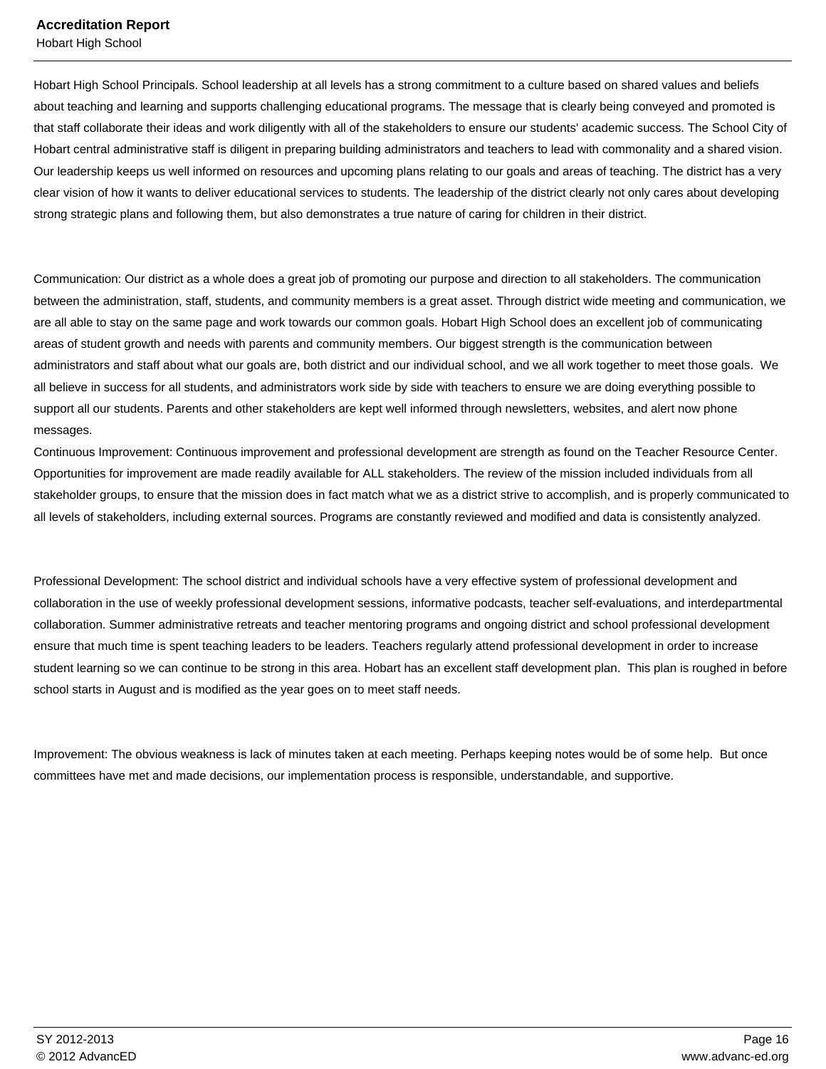Hobart High School Principals. School leadership at all levels has a strong commitment to a culture based on shared values and beliefs about teaching and learning and supports challenging educational programs. The message that is clearly being conveyed and promoted is that staff collaborate their ideas and work diligently with all of the stakeholders to ensure our students' academic success. The School City of Hobart central administrative staff is diligent in preparing building administrators and teachers to lead with commonality and a shared vision. Our leadership keeps us well informed on resources and upcoming plans relating to our goals and areas of teaching. The district has a very clear vision of how it wants to deliver educational services to students. The leadership of the district clearly not only cares about developing strong strategic plans and following them, but also demonstrates a true nature of caring for children in their district.

Communication: Our district as a whole does a great job of promoting our purpose and direction to all stakeholders. The communication between the administration, staff, students, and community members is a great asset. Through district wide meeting and communication, we are all able to stay on the same page and work towards our common goals. Hobart High School does an excellent job of communicating areas of student growth and needs with parents and community members. Our biggest strength is the communication between administrators and staff about what our goals are, both district and our individual school, and we all work together to meet those goals. We all believe in success for all students, and administrators work side by side with teachers to ensure we are doing everything possible to support all our students. Parents and other stakeholders are kept well informed through newsletters, websites, and alert now phone messages.
Continuous Improvement: Continuous improvement and professional development are strength as found on the Teacher Resource Center. Opportunities for improvement are made readily available for ALL stakeholders. The review of the mission included individuals from all stakeholder groups, to ensure that the mission does in fact match what we as a district strive to accomplish, and is properly communicated to all levels of stakeholders, including external sources. Programs are constantly reviewed and modified and data is consistently analyzed.

Professional Development: The school district and individual schools have a very effective system of professional development and collaboration in the use of weekly professional development sessions, informative podcasts, teacher self-evaluations, and interdepartmental collaboration. Summer administrative retreats and teacher mentoring programs and ongoing district and school professional development ensure that much time is spent teaching leaders to be leaders. Teachers regularly attend professional development in order to increase student learning so we can continue to be strong in this area. Hobart has an excellent staff development plan. This plan is roughed in before school starts in August and is modified as the year goes on to meet staff needs.

Improvement: The obvious weakness is lack of minutes taken at each meeting. Perhaps keeping notes would be of some help. But once committees have met and made decisions, our implementation process is responsible, understandable, and supportive.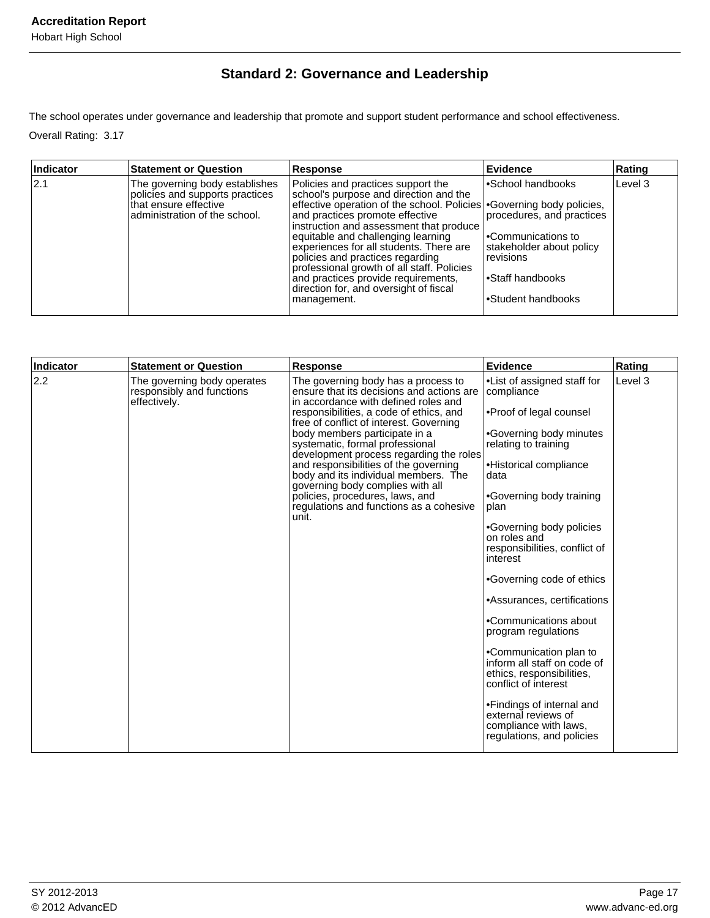## Standard 2: Governance and Leadership

The school operates under governance and leadership that promote and support student performance and school effectiveness.

Overall Rating: 3.17

| Indicator | Statement or Question | Response | Evidence | Rating |
|---|---|---|---|---|
| 2.1 | The governing body establishes policies and supports practices that ensure effective administration of the school. | Policies and practices support the school's purpose and direction and the effective operation of the school. Policies and practices promote effective instruction and assessment that produce equitable and challenging learning experiences for all students. There are policies and practices regarding professional growth of all staff. Policies and practices provide requirements, direction for, and oversight of fiscal management. | •School handbooks<br><br>•Governing body policies, procedures, and practices<br><br>•Communications to stakeholder about policy revisions<br><br>•Staff handbooks<br><br>•Student handbooks | Level 3 |

| Indicator | Statement or Question | Response | Evidence | Rating |
|---|---|---|---|---|
| 2.2 | The governing body operates responsibly and functions effectively. | The governing body has a process to ensure that its decisions and actions are in accordance with defined roles and responsibilities, a code of ethics, and free of conflict of interest. Governing body members participate in a systematic, formal professional development process regarding the roles and responsibilities of the governing body and its individual members. The governing body complies with all policies, procedures, laws, and regulations and functions as a cohesive unit. | •List of assigned staff for compliance<br><br>•Proof of legal counsel<br><br>•Governing body minutes relating to training<br><br>•Historical compliance data<br><br>•Governing body training plan<br><br>•Governing body policies on roles and responsibilities, conflict of interest<br><br>•Governing code of ethics<br><br>•Assurances, certifications<br><br>•Communications about program regulations<br><br>•Communication plan to inform all staff on code of ethics, responsibilities, conflict of interest<br><br>•Findings of internal and external reviews of compliance with laws, regulations, and policies | Level 3 |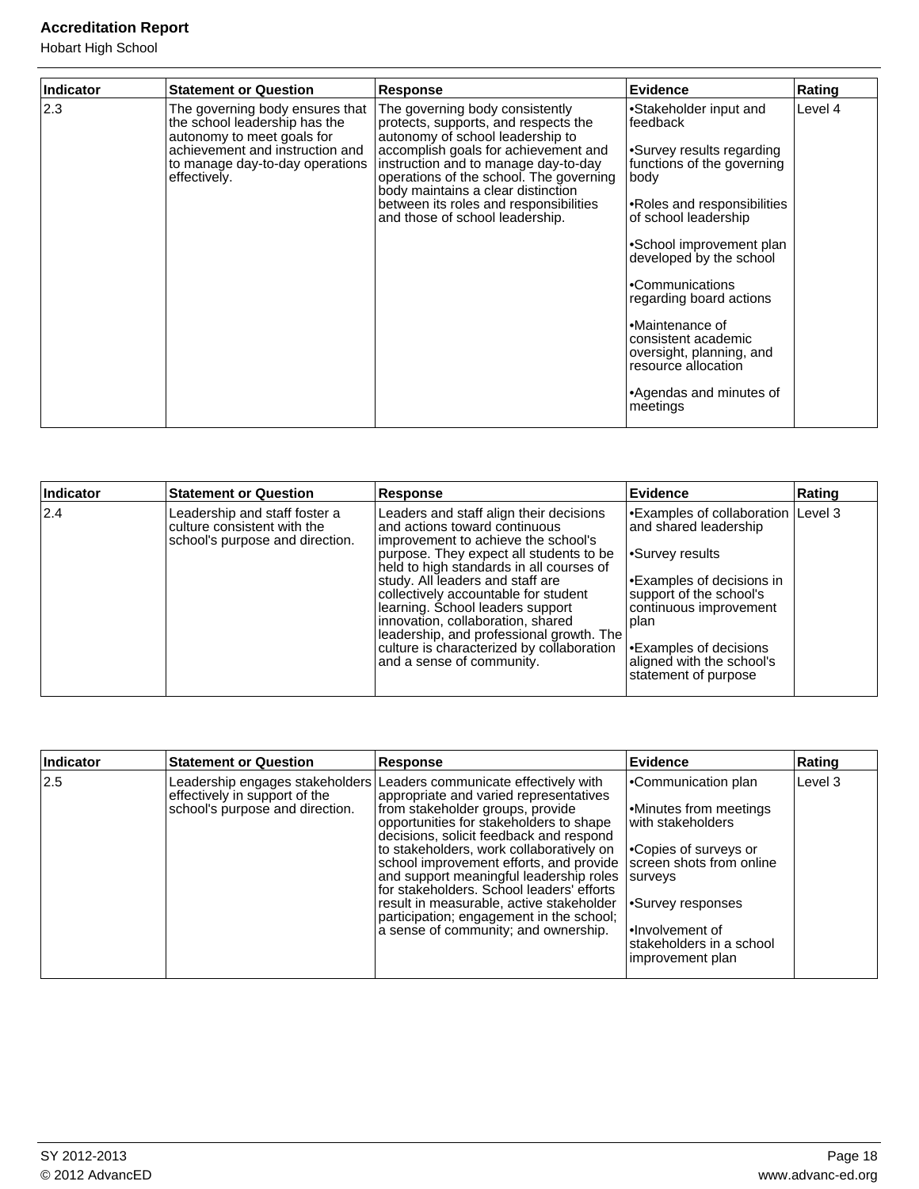| Indicator | Statement or Question | Response | Evidence | Rating |
|---|---|---|---|---|
| 2.3 | The governing body ensures that the school leadership has the autonomy to meet goals for achievement and instruction and to manage day-to-day operations effectively. | The governing body consistently protects, supports, and respects the autonomy of school leadership to accomplish goals for achievement and instruction and to manage day-to-day operations of the school. The governing body maintains a clear distinction between its roles and responsibilities and those of school leadership. | •Stakeholder input and feedback<br><br>•Survey results regarding functions of the governing body<br><br>•Roles and responsibilities of school leadership<br><br>•School improvement plan developed by the school<br><br>•Communications regarding board actions<br><br>•Maintenance of consistent academic oversight, planning, and resource allocation<br><br>•Agendas and minutes of meetings | Level 4 |

| Indicator | Statement or Question | Response | Evidence | Rating |
|---|---|---|---|---|
| 2.4 | Leadership and staff foster a culture consistent with the school's purpose and direction. | Leaders and staff align their decisions and actions toward continuous improvement to achieve the school's purpose. They expect all students to be held to high standards in all courses of study. All leaders and staff are collectively accountable for student learning. School leaders support innovation, collaboration, shared leadership, and professional growth. The culture is characterized by collaboration and a sense of community. | •Examples of collaboration and shared leadership<br><br>•Survey results<br><br>•Examples of decisions in support of the school's continuous improvement plan<br><br>•Examples of decisions aligned with the school's statement of purpose | Level 3 |

| Indicator | Statement or Question | Response | Evidence | Rating |
|---|---|---|---|---|
| 2.5 | Leadership engages stakeholders effectively in support of the school's purpose and direction. | Leaders communicate effectively with appropriate and varied representatives from stakeholder groups, provide opportunities for stakeholders to shape decisions, solicit feedback and respond to stakeholders, work collaboratively on school improvement efforts, and provide and support meaningful leadership roles for stakeholders. School leaders' efforts result in measurable, active stakeholder participation; engagement in the school; a sense of community; and ownership. | •Communication plan<br><br>•Minutes from meetings with stakeholders<br><br>•Copies of surveys or screen shots from online surveys<br><br>•Survey responses<br><br>•Involvement of stakeholders in a school improvement plan | Level 3 |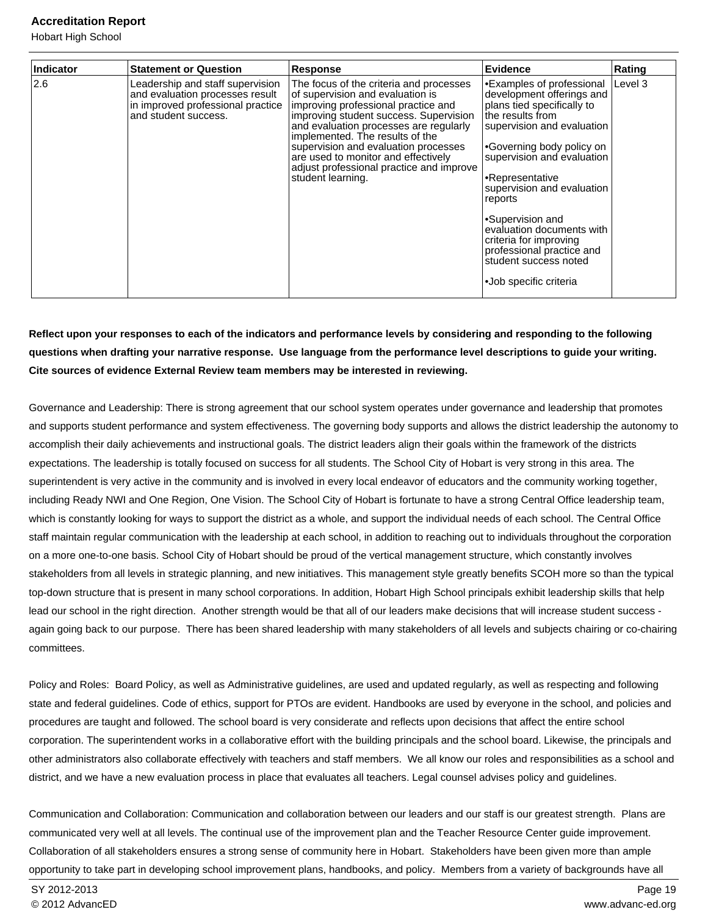| Indicator | Statement or Question | Response | Evidence | Rating |
|---|---|---|---|---|
| 2.6 | Leadership and staff supervision and evaluation processes result in improved professional practice and student success. | The focus of the criteria and processes of supervision and evaluation is improving professional practice and improving student success. Supervision and evaluation processes are regularly implemented. The results of the supervision and evaluation processes are used to monitor and effectively adjust professional practice and improve student learning. | •Examples of professional development offerings and plans tied specifically to the results from supervision and evaluation<br><br>•Governing body policy on supervision and evaluation<br><br>•Representative supervision and evaluation reports<br><br>•Supervision and evaluation documents with criteria for improving professional practice and student success noted<br><br>•Job specific criteria | Level 3 |

**Reflect upon your responses to each of the indicators and performance levels by considering and responding to the following questions when drafting your narrative response. Use language from the performance level descriptions to guide your writing. Cite sources of evidence External Review team members may be interested in reviewing.**

Governance and Leadership: There is strong agreement that our school system operates under governance and leadership that promotes and supports student performance and system effectiveness. The governing body supports and allows the district leadership the autonomy to accomplish their daily achievements and instructional goals. The district leaders align their goals within the framework of the districts expectations. The leadership is totally focused on success for all students. The School City of Hobart is very strong in this area. The superintendent is very active in the community and is involved in every local endeavor of educators and the community working together, including Ready NWI and One Region, One Vision. The School City of Hobart is fortunate to have a strong Central Office leadership team, which is constantly looking for ways to support the district as a whole, and support the individual needs of each school. The Central Office staff maintain regular communication with the leadership at each school, in addition to reaching out to individuals throughout the corporation on a more one-to-one basis. School City of Hobart should be proud of the vertical management structure, which constantly involves stakeholders from all levels in strategic planning, and new initiatives. This management style greatly benefits SCOH more so than the typical top-down structure that is present in many school corporations. In addition, Hobart High School principals exhibit leadership skills that help lead our school in the right direction. Another strength would be that all of our leaders make decisions that will increase student success - again going back to our purpose. There has been shared leadership with many stakeholders of all levels and subjects chairing or co-chairing committees.

Policy and Roles: Board Policy, as well as Administrative guidelines, are used and updated regularly, as well as respecting and following state and federal guidelines. Code of ethics, support for PTOs are evident. Handbooks are used by everyone in the school, and policies and procedures are taught and followed. The school board is very considerate and reflects upon decisions that affect the entire school corporation. The superintendent works in a collaborative effort with the building principals and the school board. Likewise, the principals and other administrators also collaborate effectively with teachers and staff members. We all know our roles and responsibilities as a school and district, and we have a new evaluation process in place that evaluates all teachers. Legal counsel advises policy and guidelines.

Communication and Collaboration: Communication and collaboration between our leaders and our staff is our greatest strength. Plans are communicated very well at all levels. The continual use of the improvement plan and the Teacher Resource Center guide improvement. Collaboration of all stakeholders ensures a strong sense of community here in Hobart. Stakeholders have been given more than ample opportunity to take part in developing school improvement plans, handbooks, and policy. Members from a variety of backgrounds have all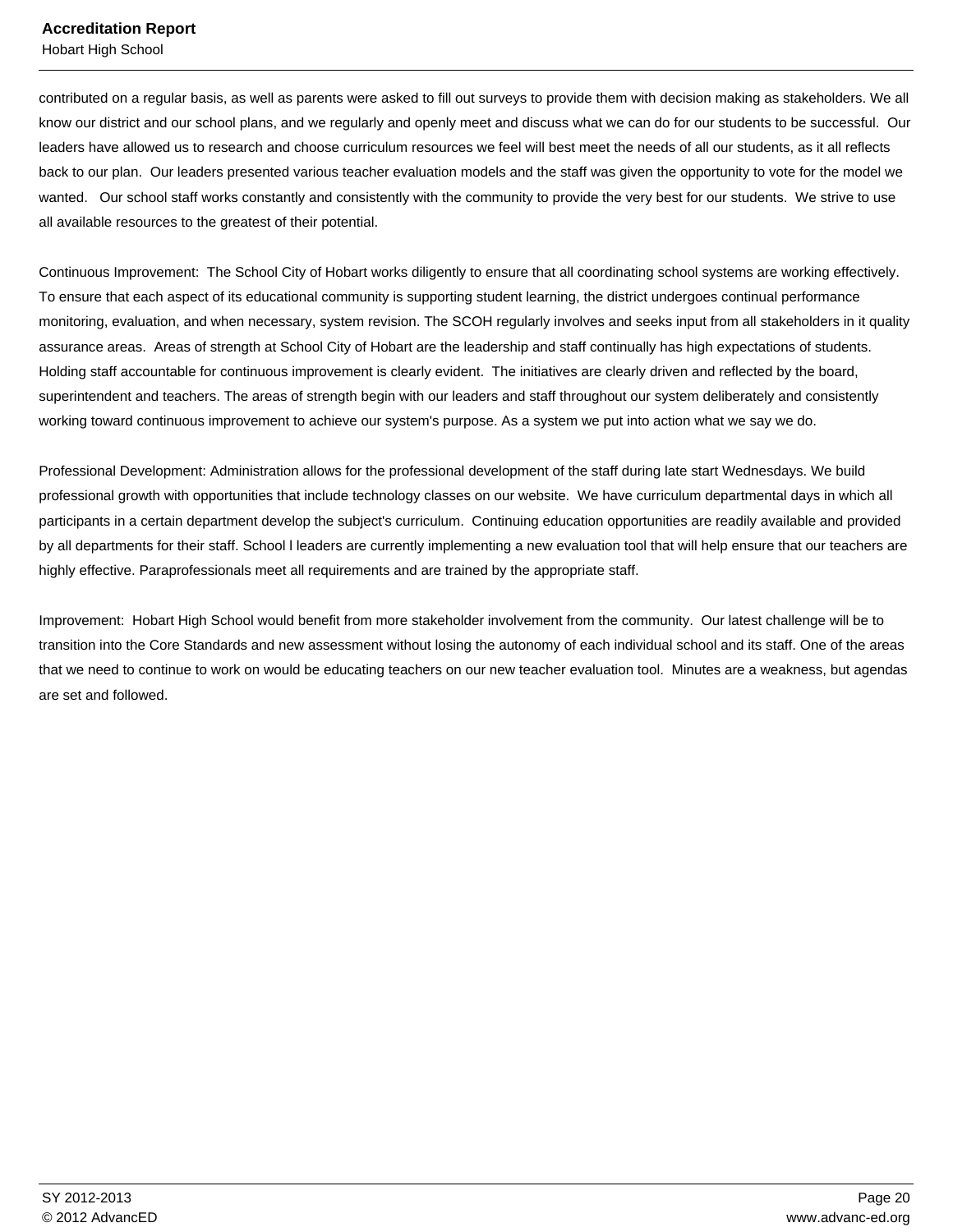contributed on a regular basis, as well as parents were asked to fill out surveys to provide them with decision making as stakeholders. We all know our district and our school plans, and we regularly and openly meet and discuss what we can do for our students to be successful. Our leaders have allowed us to research and choose curriculum resources we feel will best meet the needs of all our students, as it all reflects back to our plan. Our leaders presented various teacher evaluation models and the staff was given the opportunity to vote for the model we wanted. Our school staff works constantly and consistently with the community to provide the very best for our students. We strive to use all available resources to the greatest of their potential.

Continuous Improvement: The School City of Hobart works diligently to ensure that all coordinating school systems are working effectively. To ensure that each aspect of its educational community is supporting student learning, the district undergoes continual performance monitoring, evaluation, and when necessary, system revision. The SCOH regularly involves and seeks input from all stakeholders in it quality assurance areas. Areas of strength at School City of Hobart are the leadership and staff continually has high expectations of students. Holding staff accountable for continuous improvement is clearly evident. The initiatives are clearly driven and reflected by the board, superintendent and teachers. The areas of strength begin with our leaders and staff throughout our system deliberately and consistently working toward continuous improvement to achieve our system's purpose. As a system we put into action what we say we do.

Professional Development: Administration allows for the professional development of the staff during late start Wednesdays. We build professional growth with opportunities that include technology classes on our website. We have curriculum departmental days in which all participants in a certain department develop the subject's curriculum. Continuing education opportunities are readily available and provided by all departments for their staff. School l leaders are currently implementing a new evaluation tool that will help ensure that our teachers are highly effective. Paraprofessionals meet all requirements and are trained by the appropriate staff.

Improvement: Hobart High School would benefit from more stakeholder involvement from the community. Our latest challenge will be to transition into the Core Standards and new assessment without losing the autonomy of each individual school and its staff. One of the areas that we need to continue to work on would be educating teachers on our new teacher evaluation tool. Minutes are a weakness, but agendas are set and followed.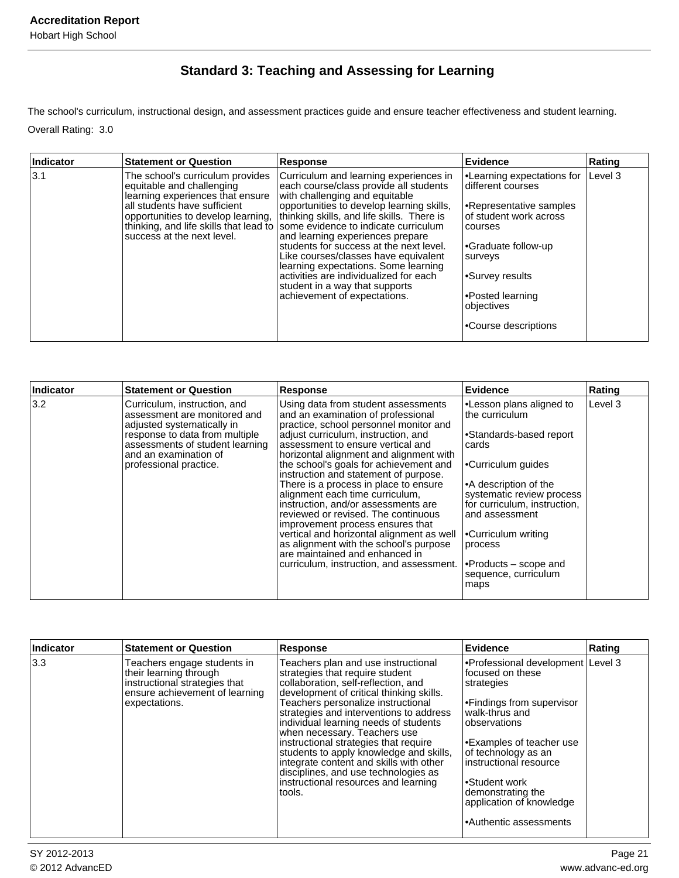## Standard 3: Teaching and Assessing for Learning

The school's curriculum, instructional design, and assessment practices guide and ensure teacher effectiveness and student learning.

Overall Rating: 3.0

| Indicator | Statement or Question | Response | Evidence | Rating |
| --- | --- | --- | --- | --- |
| 3.1 | The school's curriculum provides equitable and challenging learning experiences that ensure all students have sufficient opportunities to develop learning, thinking, and life skills that lead to success at the next level. | Curriculum and learning experiences in each course/class provide all students with challenging and equitable opportunities to develop learning skills, thinking skills, and life skills. There is some evidence to indicate curriculum and learning experiences prepare students for success at the next level. Like courses/classes have equivalent learning expectations. Some learning activities are individualized for each student in a way that supports achievement of expectations. | •Learning expectations for different courses<br><br>•Representative samples of student work across courses<br><br>•Graduate follow-up surveys<br><br>•Survey results<br><br>•Posted learning objectives<br><br>•Course descriptions | Level 3 |

| Indicator | Statement or Question | Response | Evidence | Rating |
| --- | --- | --- | --- | --- |
| 3.2 | Curriculum, instruction, and assessment are monitored and adjusted systematically in response to data from multiple assessments of student learning and an examination of professional practice. | Using data from student assessments and an examination of professional practice, school personnel monitor and adjust curriculum, instruction, and assessment to ensure vertical and horizontal alignment and alignment with the school's goals for achievement and instruction and statement of purpose. There is a process in place to ensure alignment each time curriculum, instruction, and/or assessments are reviewed or revised. The continuous improvement process ensures that vertical and horizontal alignment as well as alignment with the school's purpose are maintained and enhanced in curriculum, instruction, and assessment. | •Lesson plans aligned to the curriculum<br><br>•Standards-based report cards<br><br>•Curriculum guides<br><br>•A description of the systematic review process for curriculum, instruction, and assessment<br><br>•Curriculum writing process<br><br>•Products – scope and sequence, curriculum maps | Level 3 |

| Indicator | Statement or Question | Response | Evidence | Rating |
| --- | --- | --- | --- | --- |
| 3.3 | Teachers engage students in their learning through instructional strategies that ensure achievement of learning expectations. | Teachers plan and use instructional strategies that require student collaboration, self-reflection, and development of critical thinking skills. Teachers personalize instructional strategies and interventions to address individual learning needs of students when necessary. Teachers use instructional strategies that require students to apply knowledge and skills, integrate content and skills with other disciplines, and use technologies as instructional resources and learning tools. | •Professional development focused on these strategies<br><br>•Findings from supervisor walk-thrus and observations<br><br>•Examples of teacher use of technology as an instructional resource<br><br>•Student work demonstrating the application of knowledge<br><br>•Authentic assessments | Level 3 |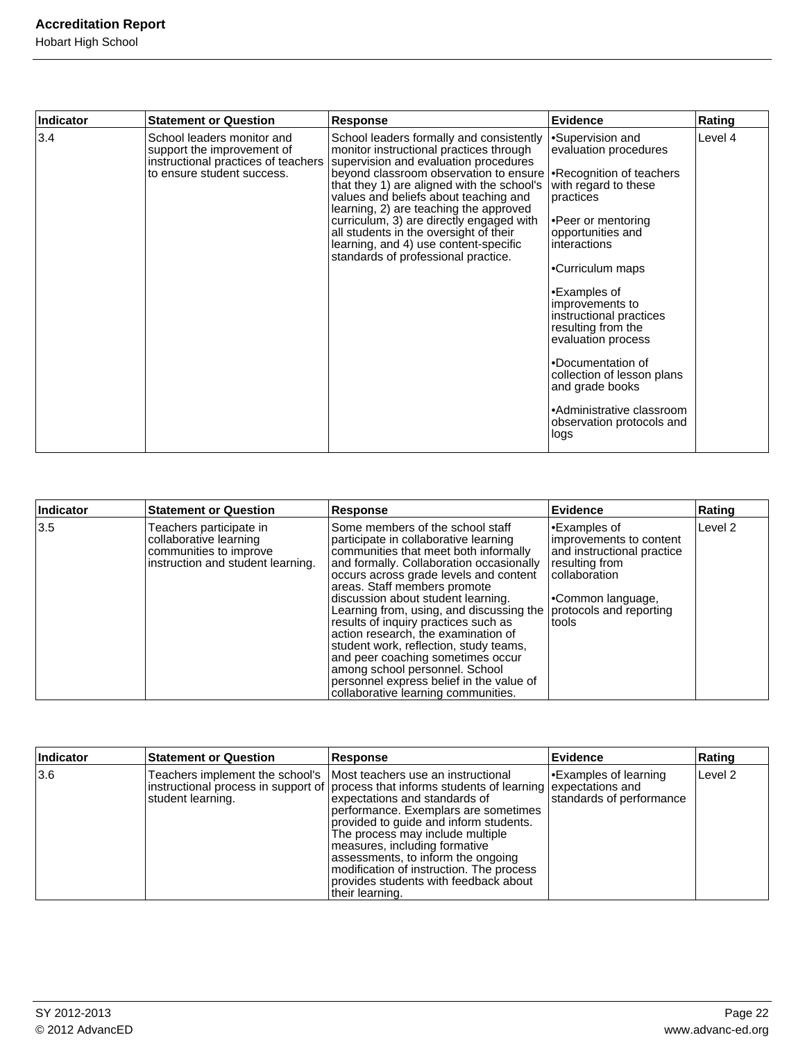| Indicator | Statement or Question | Response | Evidence | Rating |
|---|---|---|---|---|
| 3.4 | School leaders monitor and support the improvement of instructional practices of teachers to ensure student success. | School leaders formally and consistently monitor instructional practices through supervision and evaluation procedures beyond classroom observation to ensure that they 1) are aligned with the school's values and beliefs about teaching and learning, 2) are teaching the approved curriculum, 3) are directly engaged with all students in the oversight of their learning, and 4) use content-specific standards of professional practice. | •Supervision and evaluation procedures<br><br>•Recognition of teachers with regard to these practices<br><br>•Peer or mentoring opportunities and interactions<br><br>•Curriculum maps<br><br>•Examples of improvements to instructional practices resulting from the evaluation process<br><br>•Documentation of collection of lesson plans and grade books<br><br>•Administrative classroom observation protocols and logs | Level 4 |

| Indicator | Statement or Question | Response | Evidence | Rating |
|---|---|---|---|---|
| 3.5 | Teachers participate in collaborative learning communities to improve instruction and student learning. | Some members of the school staff participate in collaborative learning communities that meet both informally and formally. Collaboration occasionally occurs across grade levels and content areas. Staff members promote discussion about student learning. Learning from, using, and discussing the results of inquiry practices such as action research, the examination of student work, reflection, study teams, and peer coaching sometimes occur among school personnel. School personnel express belief in the value of collaborative learning communities. | •Examples of improvements to content and instructional practice resulting from collaboration<br><br>•Common language, protocols and reporting tools | Level 2 |

| Indicator | Statement or Question | Response | Evidence | Rating |
|---|---|---|---|---|
| 3.6 | Teachers implement the school's instructional process in support of student learning. | Most teachers use an instructional process that informs students of learning expectations and standards of performance. Exemplars are sometimes provided to guide and inform students. The process may include multiple measures, including formative assessments, to inform the ongoing modification of instruction. The process provides students with feedback about their learning. | •Examples of learning expectations and standards of performance | Level 2 |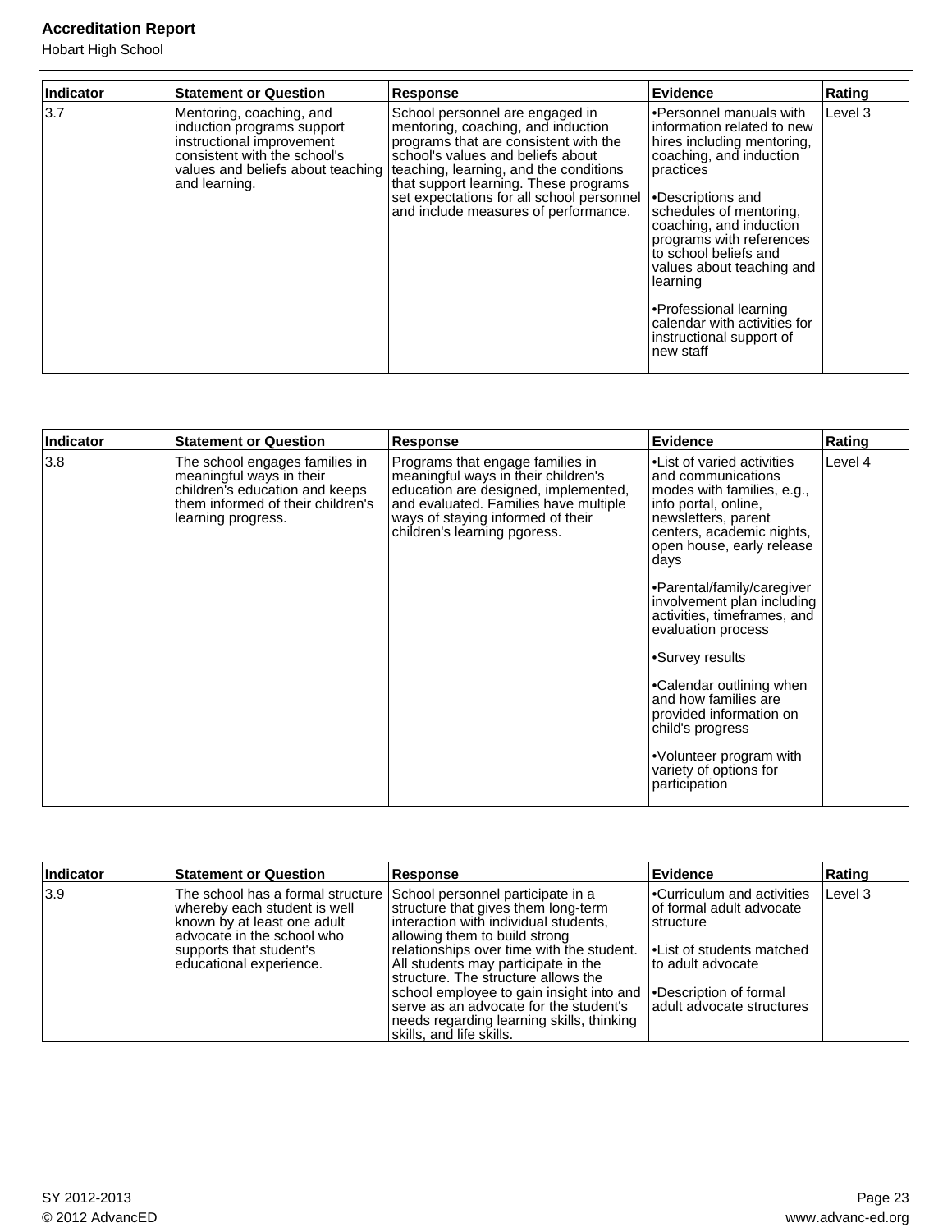| Indicator | Statement or Question | Response | Evidence | Rating |
|---|---|---|---|---|
| 3.7 | Mentoring, coaching, and induction programs support instructional improvement consistent with the school's values and beliefs about teaching and learning. | School personnel are engaged in mentoring, coaching, and induction programs that are consistent with the school's values and beliefs about teaching, learning, and the conditions that support learning. These programs set expectations for all school personnel and include measures of performance. | •Personnel manuals with information related to new hires including mentoring, coaching, and induction practices<br><br>•Descriptions and schedules of mentoring, coaching, and induction programs with references to school beliefs and values about teaching and learning<br><br>•Professional learning calendar with activities for instructional support of new staff | Level 3 |

| Indicator | Statement or Question | Response | Evidence | Rating |
|---|---|---|---|---|
| 3.8 | The school engages families in meaningful ways in their children's education and keeps them informed of their children's learning progress. | Programs that engage families in meaningful ways in their children's education are designed, implemented, and evaluated. Families have multiple ways of staying informed of their children's learning pgoress. | •List of varied activities and communications modes with families, e.g., info portal, online, newsletters, parent centers, academic nights, open house, early release days<br><br>•Parental/family/caregiver involvement plan including activities, timeframes, and evaluation process<br><br>•Survey results<br><br>•Calendar outlining when and how families are provided information on child's progress<br><br>•Volunteer program with variety of options for participation | Level 4 |

| Indicator | Statement or Question | Response | Evidence | Rating |
|---|---|---|---|---|
| 3.9 | The school has a formal structure whereby each student is well known by at least one adult advocate in the school who supports that student's educational experience. | School personnel participate in a structure that gives them long-term interaction with individual students, allowing them to build strong relationships over time with the student. All students may participate in the structure. The structure allows the school employee to gain insight into and serve as an advocate for the student's needs regarding learning skills, thinking skills, and life skills. | •Curriculum and activities of formal adult advocate structure<br><br>•List of students matched to adult advocate<br><br>•Description of formal adult advocate structures | Level 3 |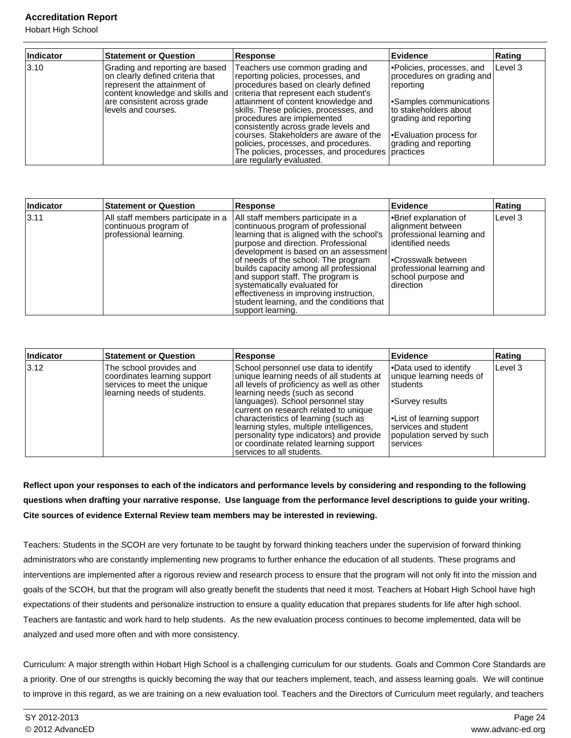| Indicator | Statement or Question | Response | Evidence | Rating |
|---|---|---|---|---|
| 3.10 | Grading and reporting are based on clearly defined criteria that represent the attainment of content knowledge and skills and are consistent across grade levels and courses. | Teachers use common grading and reporting policies, processes, and procedures based on clearly defined criteria that represent each student's attainment of content knowledge and skills. These policies, processes, and procedures are implemented consistently across grade levels and courses. Stakeholders are aware of the policies, processes, and procedures. The policies, processes, and procedures are regularly evaluated. | •Policies, processes, and procedures on grading and reporting<br><br>•Samples communications to stakeholders about grading and reporting<br><br>•Evaluation process for grading and reporting practices | Level 3 |

| Indicator | Statement or Question | Response | Evidence | Rating |
|---|---|---|---|---|
| 3.11 | All staff members participate in a continuous program of professional learning. | All staff members participate in a continuous program of professional learning that is aligned with the school's purpose and direction. Professional development is based on an assessment of needs of the school. The program builds capacity among all professional and support staff. The program is systematically evaluated for effectiveness in improving instruction, student learning, and the conditions that support learning. | •Brief explanation of alignment between professional learning and identified needs<br><br>•Crosswalk between professional learning and school purpose and direction | Level 3 |

| Indicator | Statement or Question | Response | Evidence | Rating |
|---|---|---|---|---|
| 3.12 | The school provides and coordinates learning support services to meet the unique learning needs of students. | School personnel use data to identify unique learning needs of all students at all levels of proficiency as well as other learning needs (such as second languages). School personnel stay current on research related to unique characteristics of learning (such as learning styles, multiple intelligences, personality type indicators) and provide or coordinate related learning support services to all students. | •Data used to identify unique learning needs of students<br><br>•Survey results<br><br>•List of learning support services and student population served by such services | Level 3 |

**Reflect upon your responses to each of the indicators and performance levels by considering and responding to the following questions when drafting your narrative response. Use language from the performance level descriptions to guide your writing. Cite sources of evidence External Review team members may be interested in reviewing.**

Teachers: Students in the SCOH are very fortunate to be taught by forward thinking teachers under the supervision of forward thinking administrators who are constantly implementing new programs to further enhance the education of all students. These programs and interventions are implemented after a rigorous review and research process to ensure that the program will not only fit into the mission and goals of the SCOH, but that the program will also greatly benefit the students that need it most. Teachers at Hobart High School have high expectations of their students and personalize instruction to ensure a quality education that prepares students for life after high school. Teachers are fantastic and work hard to help students. As the new evaluation process continues to become implemented, data will be analyzed and used more often and with more consistency.

Curriculum: A major strength within Hobart High School is a challenging curriculum for our students. Goals and Common Core Standards are a priority. One of our strengths is quickly becoming the way that our teachers implement, teach, and assess learning goals. We will continue to improve in this regard, as we are training on a new evaluation tool. Teachers and the Directors of Curriculum meet regularly, and teachers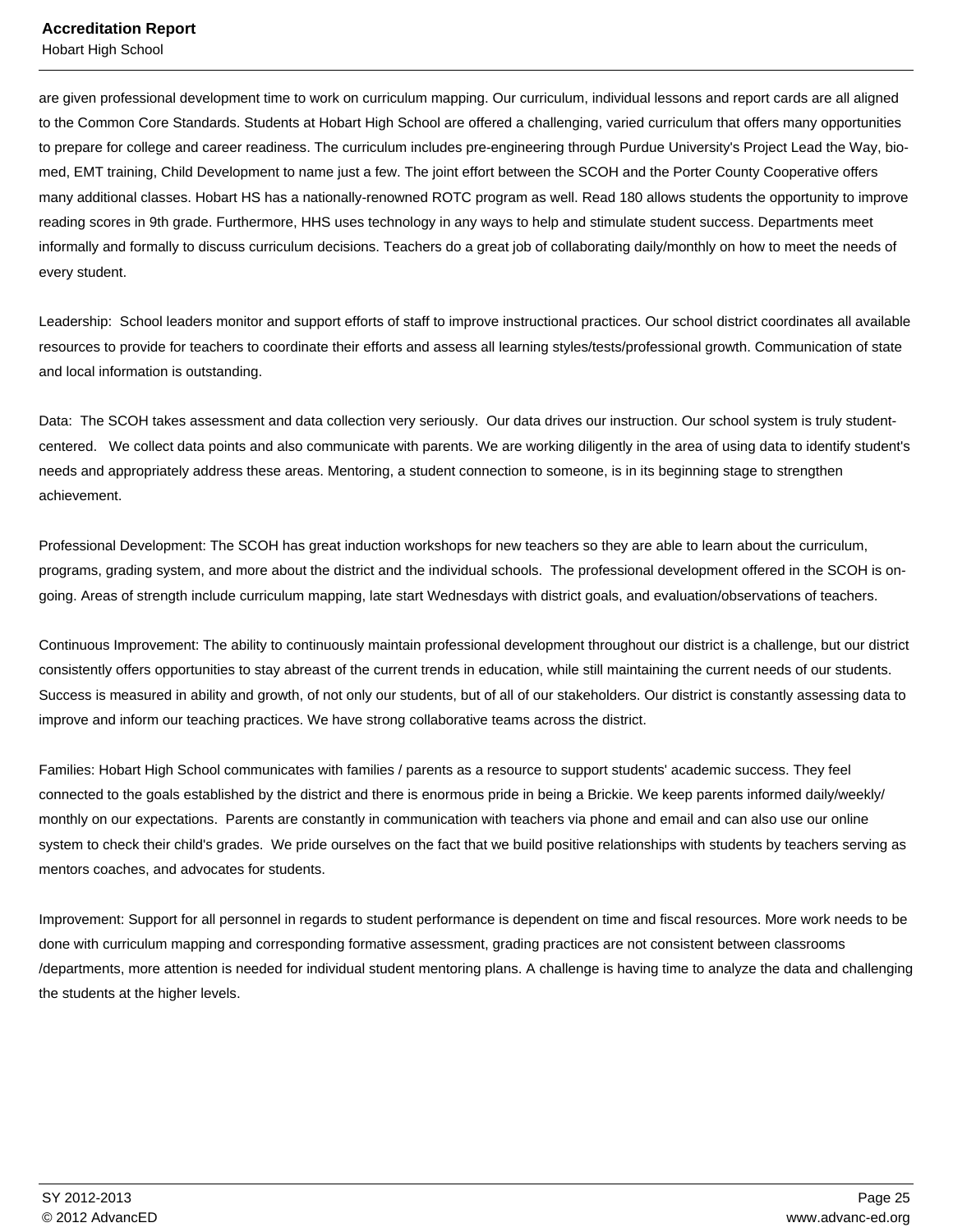are given professional development time to work on curriculum mapping. Our curriculum, individual lessons and report cards are all aligned to the Common Core Standards. Students at Hobart High School are offered a challenging, varied curriculum that offers many opportunities to prepare for college and career readiness. The curriculum includes pre-engineering through Purdue University's Project Lead the Way, bio-med, EMT training, Child Development to name just a few. The joint effort between the SCOH and the Porter County Cooperative offers many additional classes. Hobart HS has a nationally-renowned ROTC program as well. Read 180 allows students the opportunity to improve reading scores in 9th grade. Furthermore, HHS uses technology in any ways to help and stimulate student success. Departments meet informally and formally to discuss curriculum decisions. Teachers do a great job of collaborating daily/monthly on how to meet the needs of every student.

Leadership: School leaders monitor and support efforts of staff to improve instructional practices. Our school district coordinates all available resources to provide for teachers to coordinate their efforts and assess all learning styles/tests/professional growth. Communication of state and local information is outstanding.

Data: The SCOH takes assessment and data collection very seriously. Our data drives our instruction. Our school system is truly student-centered. We collect data points and also communicate with parents. We are working diligently in the area of using data to identify student's needs and appropriately address these areas. Mentoring, a student connection to someone, is in its beginning stage to strengthen achievement.

Professional Development: The SCOH has great induction workshops for new teachers so they are able to learn about the curriculum, programs, grading system, and more about the district and the individual schools. The professional development offered in the SCOH is on-going. Areas of strength include curriculum mapping, late start Wednesdays with district goals, and evaluation/observations of teachers.

Continuous Improvement: The ability to continuously maintain professional development throughout our district is a challenge, but our district consistently offers opportunities to stay abreast of the current trends in education, while still maintaining the current needs of our students. Success is measured in ability and growth, of not only our students, but of all of our stakeholders. Our district is constantly assessing data to improve and inform our teaching practices. We have strong collaborative teams across the district.

Families: Hobart High School communicates with families / parents as a resource to support students' academic success. They feel connected to the goals established by the district and there is enormous pride in being a Brickie. We keep parents informed daily/weekly/monthly on our expectations. Parents are constantly in communication with teachers via phone and email and can also use our online system to check their child's grades. We pride ourselves on the fact that we build positive relationships with students by teachers serving as mentors coaches, and advocates for students.

Improvement: Support for all personnel in regards to student performance is dependent on time and fiscal resources. More work needs to be done with curriculum mapping and corresponding formative assessment, grading practices are not consistent between classrooms /departments, more attention is needed for individual student mentoring plans. A challenge is having time to analyze the data and challenging the students at the higher levels.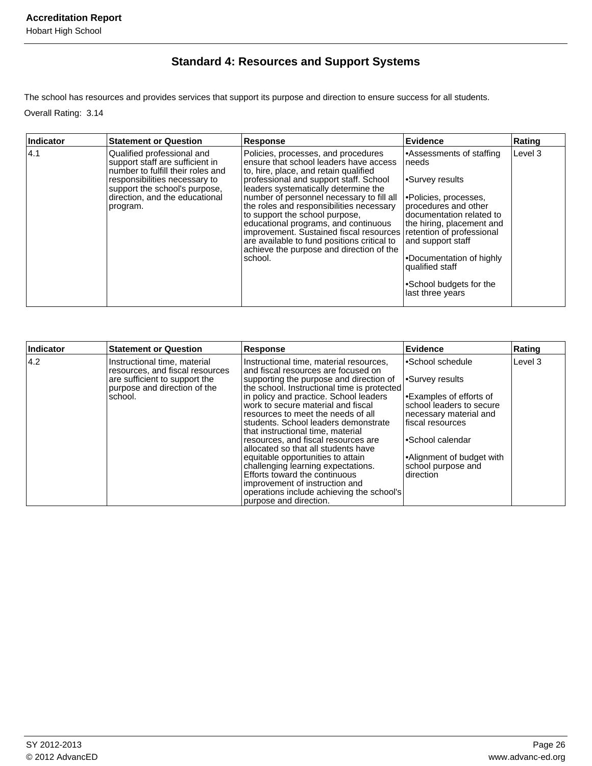## Standard 4: Resources and Support Systems

The school has resources and provides services that support its purpose and direction to ensure success for all students.

Overall Rating: 3.14

| Indicator | Statement or Question | Response | Evidence | Rating |
|---|---|---|---|---|
| 4.1 | Qualified professional and support staff are sufficient in number to fulfill their roles and responsibilities necessary to support the school's purpose, direction, and the educational program. | Policies, processes, and procedures ensure that school leaders have access to, hire, place, and retain qualified professional and support staff. School leaders systematically determine the number of personnel necessary to fill all the roles and responsibilities necessary to support the school purpose, educational programs, and continuous improvement. Sustained fiscal resources are available to fund positions critical to achieve the purpose and direction of the school. | •Assessments of staffing needs<br><br>•Survey results<br><br>•Policies, processes, procedures and other documentation related to the hiring, placement and retention of professional and support staff<br><br>•Documentation of highly qualified staff<br><br>•School budgets for the last three years | Level 3 |

| Indicator | Statement or Question | Response | Evidence | Rating |
|---|---|---|---|---|
| 4.2 | Instructional time, material resources, and fiscal resources are sufficient to support the purpose and direction of the school. | Instructional time, material resources, and fiscal resources are focused on supporting the purpose and direction of the school. Instructional time is protected in policy and practice. School leaders work to secure material and fiscal resources to meet the needs of all students. School leaders demonstrate that instructional time, material resources, and fiscal resources are allocated so that all students have equitable opportunities to attain challenging learning expectations. Efforts toward the continuous improvement of instruction and operations include achieving the school's purpose and direction. | •School schedule<br><br>•Survey results<br><br>•Examples of efforts of school leaders to secure necessary material and fiscal resources<br><br>•School calendar<br><br>•Alignment of budget with school purpose and direction | Level 3 |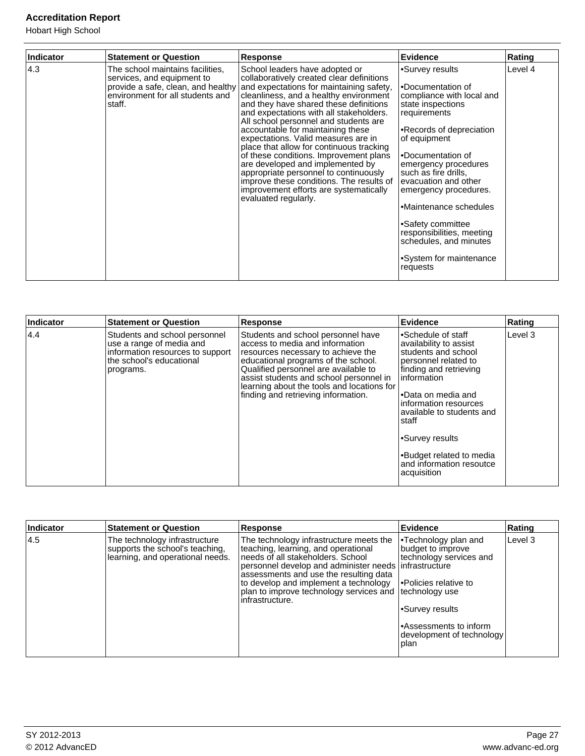| Indicator | Statement or Question | Response | Evidence | Rating |
|---|---|---|---|---|
| 4.3 | The school maintains facilities, services, and equipment to provide a safe, clean, and healthy environment for all students and staff. | School leaders have adopted or collaboratively created clear definitions and expectations for maintaining safety, cleanliness, and a healthy environment and they have shared these definitions and expectations with all stakeholders. All school personnel and students are accountable for maintaining these expectations. Valid measures are in place that allow for continuous tracking of these conditions. Improvement plans are developed and implemented by appropriate personnel to continuously improve these conditions. The results of improvement efforts are systematically evaluated regularly. | •Survey results<br><br>•Documentation of compliance with local and state inspections requirements<br><br>•Records of depreciation of equipment<br><br>•Documentation of emergency procedures such as fire drills, evacuation and other emergency procedures.<br><br>•Maintenance schedules<br><br>•Safety committee responsibilities, meeting schedules, and minutes<br><br>•System for maintenance requests | Level 4 |

| Indicator | Statement or Question | Response | Evidence | Rating |
|---|---|---|---|---|
| 4.4 | Students and school personnel use a range of media and information resources to support the school's educational programs. | Students and school personnel have access to media and information resources necessary to achieve the educational programs of the school. Qualified personnel are available to assist students and school personnel in learning about the tools and locations for finding and retrieving information. | •Schedule of staff availability to assist students and school personnel related to finding and retrieving information<br><br>•Data on media and information resources available to students and staff<br><br>•Survey results<br><br>•Budget related to media and information resoutce acquisition | Level 3 |

| Indicator | Statement or Question | Response | Evidence | Rating |
|---|---|---|---|---|
| 4.5 | The technology infrastructure supports the school's teaching, learning, and operational needs. | The technology infrastructure meets the teaching, learning, and operational needs of all stakeholders. School personnel develop and administer needs assessments and use the resulting data to develop and implement a technology plan to improve technology services and infrastructure. | •Technology plan and budget to improve technology services and infrastructure<br><br>•Policies relative to technology use<br><br>•Survey results<br><br>•Assessments to inform development of technology plan | Level 3 |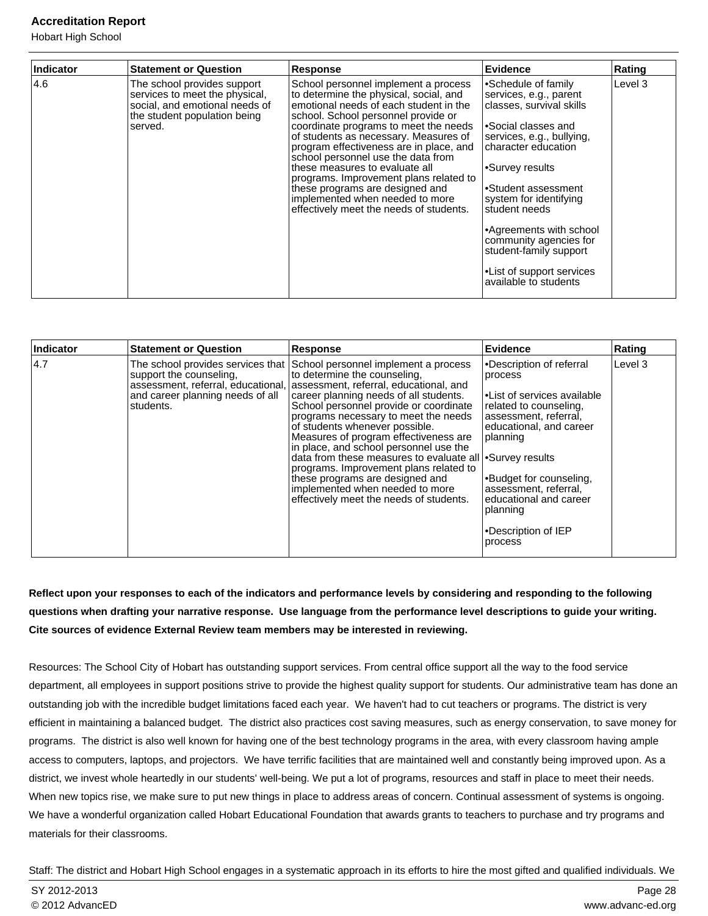| Indicator | Statement or Question | Response | Evidence | Rating |
| --- | --- | --- | --- | --- |
| 4.6 | The school provides support services to meet the physical, social, and emotional needs of the student population being served. | School personnel implement a process to determine the physical, social, and emotional needs of each student in the school. School personnel provide or coordinate programs to meet the needs of students as necessary. Measures of program effectiveness are in place, and school personnel use the data from these measures to evaluate all programs. Improvement plans related to these programs are designed and implemented when needed to more effectively meet the needs of students. | •Schedule of family services, e.g., parent classes, survival skills<br><br>•Social classes and services, e.g., bullying, character education<br><br>•Survey results<br><br>•Student assessment system for identifying student needs<br><br>•Agreements with school community agencies for student-family support<br><br>•List of support services available to students | Level 3 |

| Indicator | Statement or Question | Response | Evidence | Rating |
| --- | --- | --- | --- | --- |
| 4.7 | The school provides services that support the counseling, assessment, referral, educational, and career planning needs of all students. | School personnel implement a process to determine the counseling, assessment, referral, educational, and career planning needs of all students. School personnel provide or coordinate programs necessary to meet the needs of students whenever possible. Measures of program effectiveness are in place, and school personnel use the data from these measures to evaluate all programs. Improvement plans related to these programs are designed and implemented when needed to more effectively meet the needs of students. | •Description of referral process<br><br>•List of services available related to counseling, assessment, referral, educational, and career planning<br><br>•Survey results<br><br>•Budget for counseling, assessment, referral, educational and career planning<br><br>•Description of IEP process | Level 3 |

**Reflect upon your responses to each of the indicators and performance levels by considering and responding to the following questions when drafting your narrative response. Use language from the performance level descriptions to guide your writing. Cite sources of evidence External Review team members may be interested in reviewing.**

Resources: The School City of Hobart has outstanding support services. From central office support all the way to the food service department, all employees in support positions strive to provide the highest quality support for students. Our administrative team has done an outstanding job with the incredible budget limitations faced each year. We haven't had to cut teachers or programs. The district is very efficient in maintaining a balanced budget. The district also practices cost saving measures, such as energy conservation, to save money for programs. The district is also well known for having one of the best technology programs in the area, with every classroom having ample access to computers, laptops, and projectors. We have terrific facilities that are maintained well and constantly being improved upon. As a district, we invest whole heartedly in our students' well-being. We put a lot of programs, resources and staff in place to meet their needs. When new topics rise, we make sure to put new things in place to address areas of concern. Continual assessment of systems is ongoing. We have a wonderful organization called Hobart Educational Foundation that awards grants to teachers to purchase and try programs and materials for their classrooms.

Staff: The district and Hobart High School engages in a systematic approach in its efforts to hire the most gifted and qualified individuals. We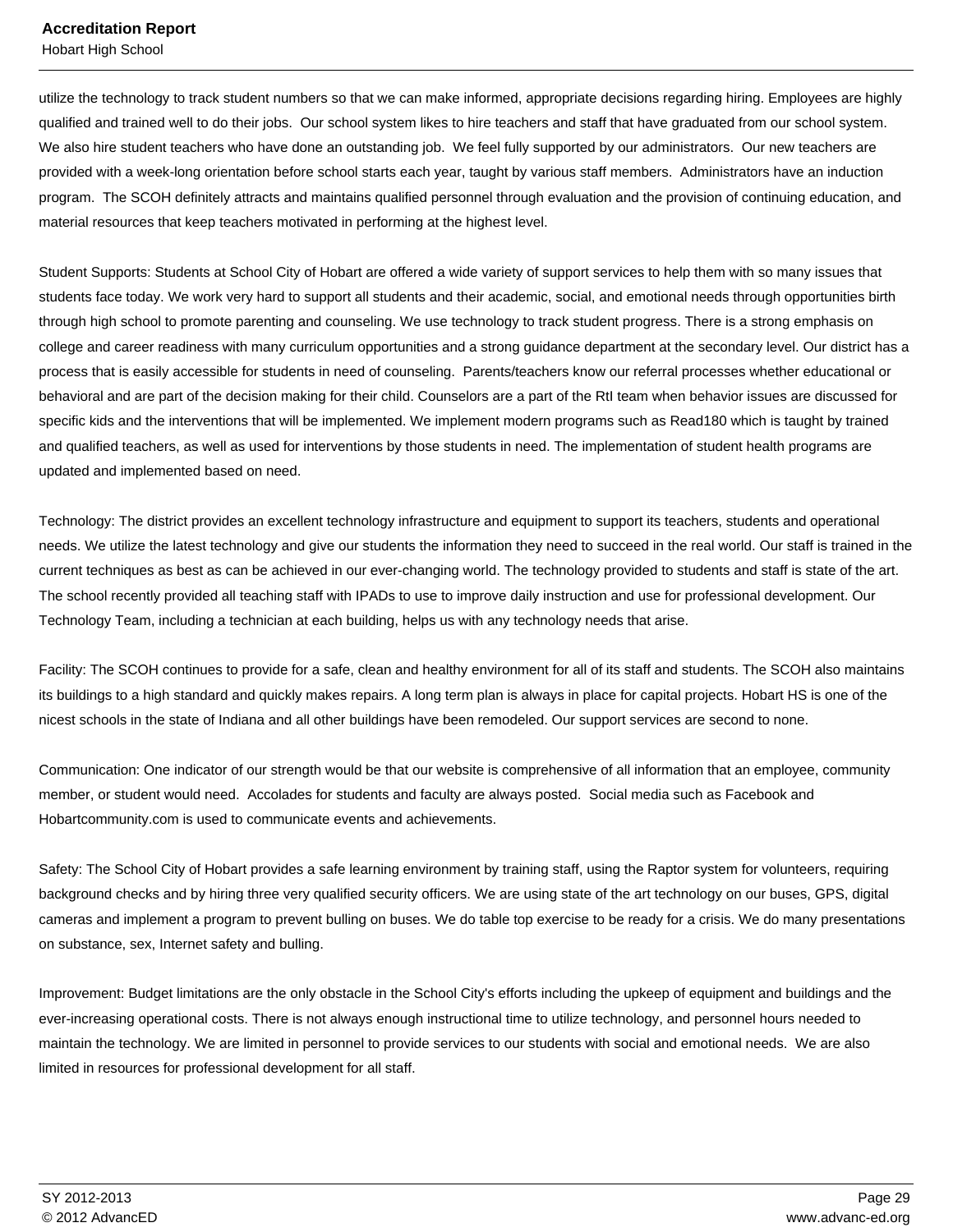utilize the technology to track student numbers so that we can make informed, appropriate decisions regarding hiring. Employees are highly qualified and trained well to do their jobs. Our school system likes to hire teachers and staff that have graduated from our school system. We also hire student teachers who have done an outstanding job. We feel fully supported by our administrators. Our new teachers are provided with a week-long orientation before school starts each year, taught by various staff members. Administrators have an induction program. The SCOH definitely attracts and maintains qualified personnel through evaluation and the provision of continuing education, and material resources that keep teachers motivated in performing at the highest level.

Student Supports: Students at School City of Hobart are offered a wide variety of support services to help them with so many issues that students face today. We work very hard to support all students and their academic, social, and emotional needs through opportunities birth through high school to promote parenting and counseling. We use technology to track student progress. There is a strong emphasis on college and career readiness with many curriculum opportunities and a strong guidance department at the secondary level. Our district has a process that is easily accessible for students in need of counseling. Parents/teachers know our referral processes whether educational or behavioral and are part of the decision making for their child. Counselors are a part of the RtI team when behavior issues are discussed for specific kids and the interventions that will be implemented. We implement modern programs such as Read180 which is taught by trained and qualified teachers, as well as used for interventions by those students in need. The implementation of student health programs are updated and implemented based on need.

Technology: The district provides an excellent technology infrastructure and equipment to support its teachers, students and operational needs. We utilize the latest technology and give our students the information they need to succeed in the real world. Our staff is trained in the current techniques as best as can be achieved in our ever-changing world. The technology provided to students and staff is state of the art. The school recently provided all teaching staff with IPADs to use to improve daily instruction and use for professional development. Our Technology Team, including a technician at each building, helps us with any technology needs that arise.

Facility: The SCOH continues to provide for a safe, clean and healthy environment for all of its staff and students. The SCOH also maintains its buildings to a high standard and quickly makes repairs. A long term plan is always in place for capital projects. Hobart HS is one of the nicest schools in the state of Indiana and all other buildings have been remodeled. Our support services are second to none.

Communication: One indicator of our strength would be that our website is comprehensive of all information that an employee, community member, or student would need. Accolades for students and faculty are always posted. Social media such as Facebook and Hobartcommunity.com is used to communicate events and achievements.

Safety: The School City of Hobart provides a safe learning environment by training staff, using the Raptor system for volunteers, requiring background checks and by hiring three very qualified security officers. We are using state of the art technology on our buses, GPS, digital cameras and implement a program to prevent bulling on buses. We do table top exercise to be ready for a crisis. We do many presentations on substance, sex, Internet safety and bulling.

Improvement: Budget limitations are the only obstacle in the School City's efforts including the upkeep of equipment and buildings and the ever-increasing operational costs. There is not always enough instructional time to utilize technology, and personnel hours needed to maintain the technology. We are limited in personnel to provide services to our students with social and emotional needs. We are also limited in resources for professional development for all staff.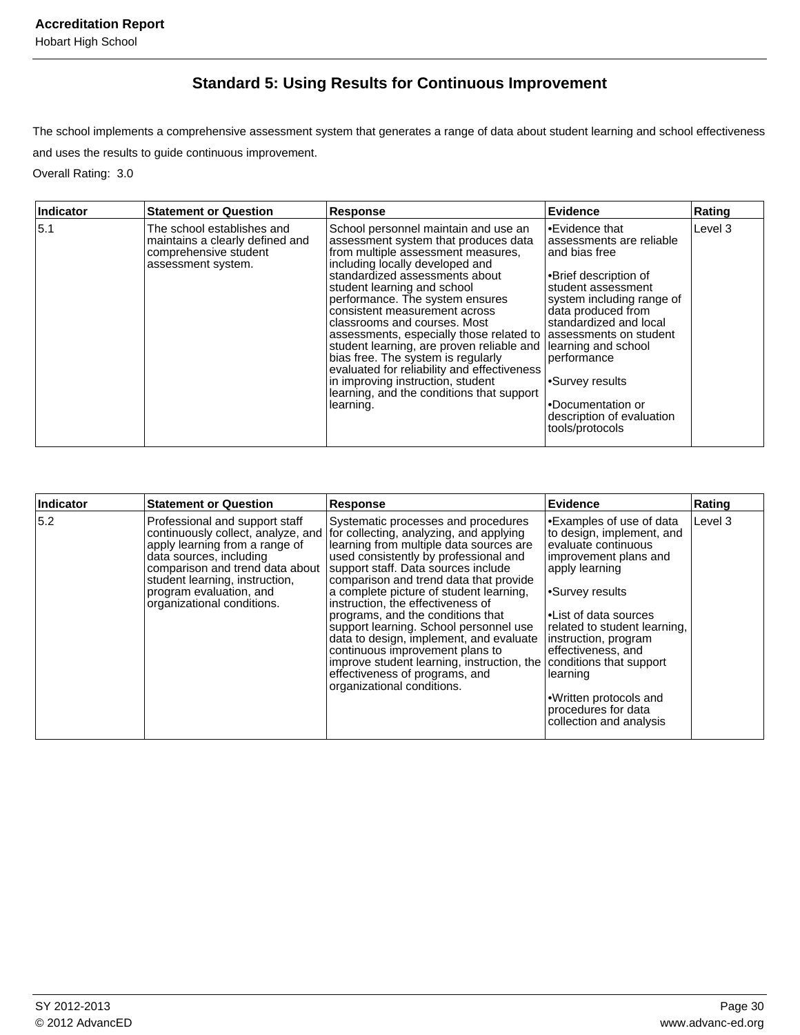## Standard 5: Using Results for Continuous Improvement

The school implements a comprehensive assessment system that generates a range of data about student learning and school effectiveness and uses the results to guide continuous improvement.

Overall Rating: 3.0

| Indicator | Statement or Question | Response | Evidence | Rating |
|---|---|---|---|---|
| 5.1 | The school establishes and maintains a clearly defined and comprehensive student assessment system. | School personnel maintain and use an assessment system that produces data from multiple assessment measures, including locally developed and standardized assessments about student learning and school performance. The system ensures consistent measurement across classrooms and courses. Most assessments, especially those related to student learning, are proven reliable and bias free. The system is regularly evaluated for reliability and effectiveness in improving instruction, student learning, and the conditions that support learning. | •Evidence that assessments are reliable and bias free<br><br>•Brief description of student assessment system including range of data produced from standardized and local assessments on student learning and school performance<br><br>•Survey results<br><br>•Documentation or description of evaluation tools/protocols | Level 3 |

| Indicator | Statement or Question | Response | Evidence | Rating |
|---|---|---|---|---|
| 5.2 | Professional and support staff continuously collect, analyze, and apply learning from a range of data sources, including comparison and trend data about student learning, instruction, program evaluation, and organizational conditions. | Systematic processes and procedures for collecting, analyzing, and applying learning from multiple data sources are used consistently by professional and support staff. Data sources include comparison and trend data that provide a complete picture of student learning, instruction, the effectiveness of programs, and the conditions that support learning. School personnel use data to design, implement, and evaluate continuous improvement plans to improve student learning, instruction, the effectiveness of programs, and organizational conditions. | •Examples of use of data to design, implement, and evaluate continuous improvement plans and apply learning<br><br>•Survey results<br><br>•List of data sources related to student learning, instruction, program effectiveness, and conditions that support learning<br><br>•Written protocols and procedures for data collection and analysis | Level 3 |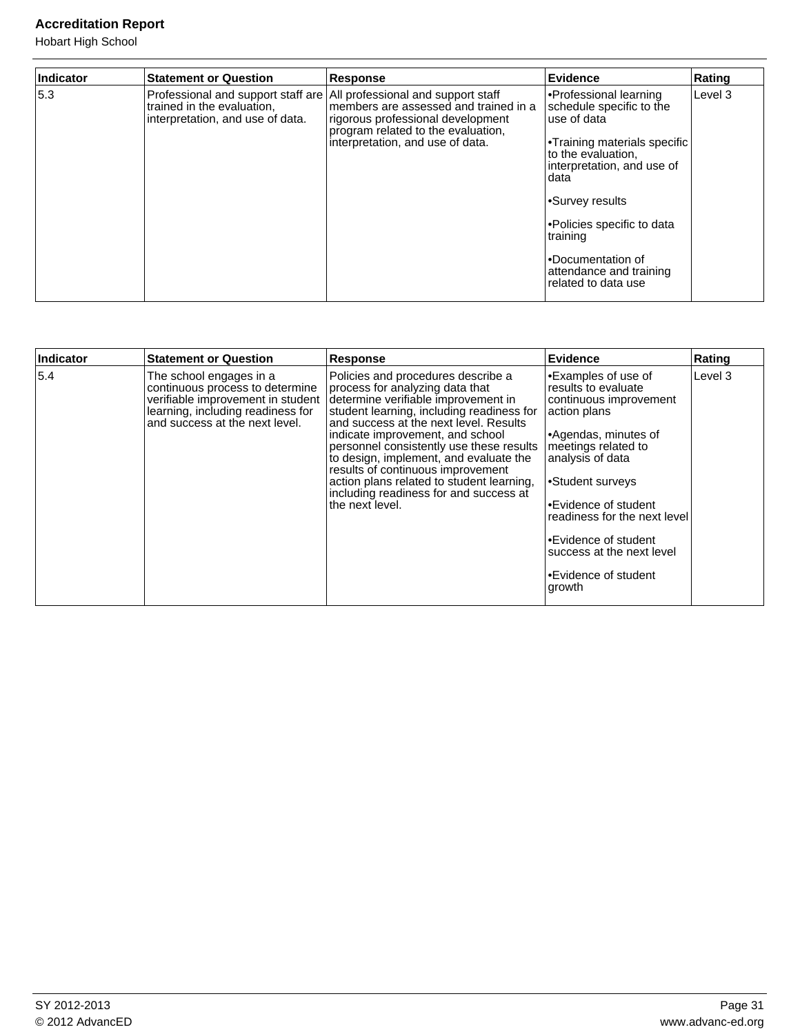| Indicator | Statement or Question | Response | Evidence | Rating |
|---|---|---|---|---|
| 5.3 | Professional and support staff are trained in the evaluation, interpretation, and use of data. | All professional and support staff members are assessed and trained in a rigorous professional development program related to the evaluation, interpretation, and use of data. | •Professional learning schedule specific to the use of data<br><br>•Training materials specific to the evaluation, interpretation, and use of data<br><br>•Survey results<br><br>•Policies specific to data training<br><br>•Documentation of attendance and training related to data use | Level 3 |

| Indicator | Statement or Question | Response | Evidence | Rating |
|---|---|---|---|---|
| 5.4 | The school engages in a continuous process to determine verifiable improvement in student learning, including readiness for and success at the next level. | Policies and procedures describe a process for analyzing data that determine verifiable improvement in student learning, including readiness for and success at the next level. Results indicate improvement, and school personnel consistently use these results to design, implement, and evaluate the results of continuous improvement action plans related to student learning, including readiness for and success at the next level. | •Examples of use of results to evaluate continuous improvement action plans<br><br>•Agendas, minutes of meetings related to analysis of data<br><br>•Student surveys<br><br>•Evidence of student readiness for the next level<br><br>•Evidence of student success at the next level<br><br>•Evidence of student growth | Level 3 |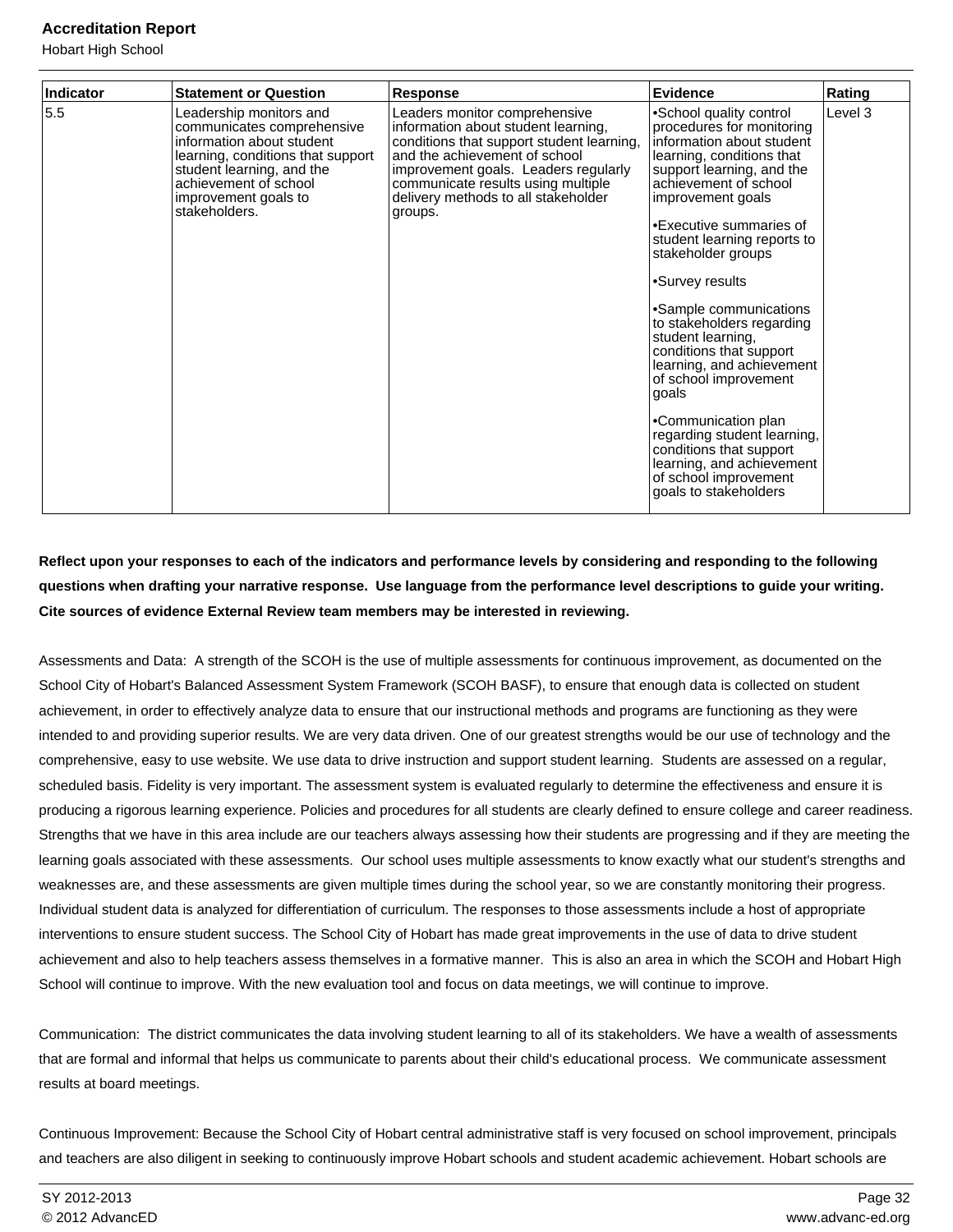| Indicator | Statement or Question | Response | Evidence | Rating |
| --- | --- | --- | --- | --- |
| 5.5 | Leadership monitors and communicates comprehensive information about student learning, conditions that support student learning, and the achievement of school improvement goals to stakeholders. | Leaders monitor comprehensive information about student learning, conditions that support student learning, and the achievement of school improvement goals. Leaders regularly communicate results using multiple delivery methods to all stakeholder groups. | •School quality control procedures for monitoring information about student learning, conditions that support learning, and the achievement of school improvement goals<br><br>•Executive summaries of student learning reports to stakeholder groups<br><br>•Survey results<br><br>•Sample communications to stakeholders regarding student learning, conditions that support learning, and achievement of school improvement goals<br><br>•Communication plan regarding student learning, conditions that support learning, and achievement of school improvement goals to stakeholders | Level 3 |

**Reflect upon your responses to each of the indicators and performance levels by considering and responding to the following questions when drafting your narrative response. Use language from the performance level descriptions to guide your writing. Cite sources of evidence External Review team members may be interested in reviewing.**

Assessments and Data: A strength of the SCOH is the use of multiple assessments for continuous improvement, as documented on the School City of Hobart's Balanced Assessment System Framework (SCOH BASF), to ensure that enough data is collected on student achievement, in order to effectively analyze data to ensure that our instructional methods and programs are functioning as they were intended to and providing superior results. We are very data driven. One of our greatest strengths would be our use of technology and the comprehensive, easy to use website. We use data to drive instruction and support student learning. Students are assessed on a regular, scheduled basis. Fidelity is very important. The assessment system is evaluated regularly to determine the effectiveness and ensure it is producing a rigorous learning experience. Policies and procedures for all students are clearly defined to ensure college and career readiness. Strengths that we have in this area include are our teachers always assessing how their students are progressing and if they are meeting the learning goals associated with these assessments. Our school uses multiple assessments to know exactly what our student's strengths and weaknesses are, and these assessments are given multiple times during the school year, so we are constantly monitoring their progress. Individual student data is analyzed for differentiation of curriculum. The responses to those assessments include a host of appropriate interventions to ensure student success. The School City of Hobart has made great improvements in the use of data to drive student achievement and also to help teachers assess themselves in a formative manner. This is also an area in which the SCOH and Hobart High School will continue to improve. With the new evaluation tool and focus on data meetings, we will continue to improve.

Communication: The district communicates the data involving student learning to all of its stakeholders. We have a wealth of assessments that are formal and informal that helps us communicate to parents about their child's educational process. We communicate assessment results at board meetings.

Continuous Improvement: Because the School City of Hobart central administrative staff is very focused on school improvement, principals and teachers are also diligent in seeking to continuously improve Hobart schools and student academic achievement. Hobart schools are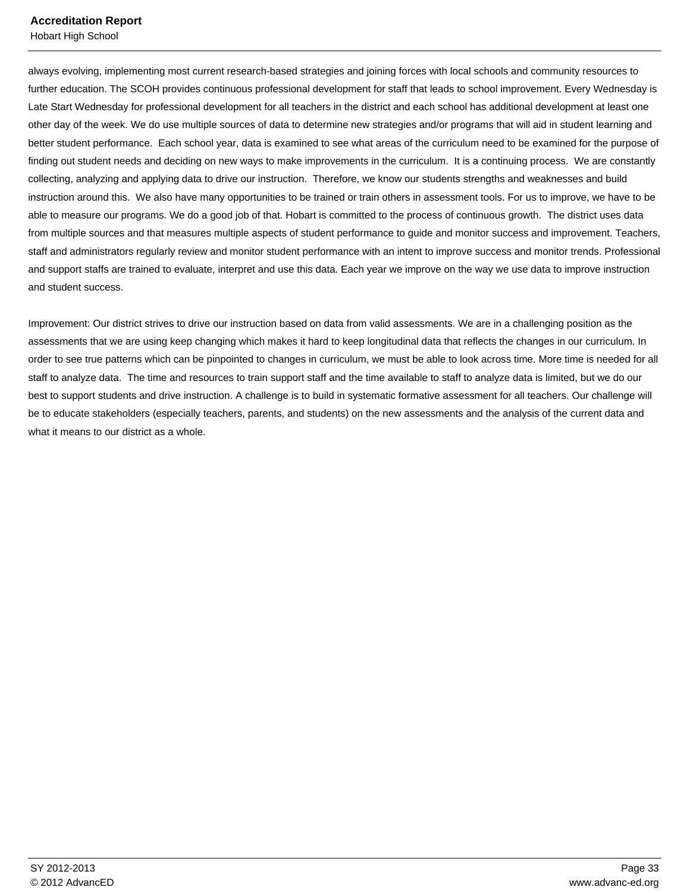always evolving, implementing most current research-based strategies and joining forces with local schools and community resources to further education. The SCOH provides continuous professional development for staff that leads to school improvement. Every Wednesday is Late Start Wednesday for professional development for all teachers in the district and each school has additional development at least one other day of the week. We do use multiple sources of data to determine new strategies and/or programs that will aid in student learning and better student performance. Each school year, data is examined to see what areas of the curriculum need to be examined for the purpose of finding out student needs and deciding on new ways to make improvements in the curriculum. It is a continuing process. We are constantly collecting, analyzing and applying data to drive our instruction. Therefore, we know our students strengths and weaknesses and build instruction around this. We also have many opportunities to be trained or train others in assessment tools. For us to improve, we have to be able to measure our programs. We do a good job of that. Hobart is committed to the process of continuous growth. The district uses data from multiple sources and that measures multiple aspects of student performance to guide and monitor success and improvement. Teachers, staff and administrators regularly review and monitor student performance with an intent to improve success and monitor trends. Professional and support staffs are trained to evaluate, interpret and use this data. Each year we improve on the way we use data to improve instruction and student success.

Improvement: Our district strives to drive our instruction based on data from valid assessments. We are in a challenging position as the assessments that we are using keep changing which makes it hard to keep longitudinal data that reflects the changes in our curriculum. In order to see true patterns which can be pinpointed to changes in curriculum, we must be able to look across time. More time is needed for all staff to analyze data. The time and resources to train support staff and the time available to staff to analyze data is limited, but we do our best to support students and drive instruction. A challenge is to build in systematic formative assessment for all teachers. Our challenge will be to educate stakeholders (especially teachers, parents, and students) on the new assessments and the analysis of the current data and what it means to our district as a whole.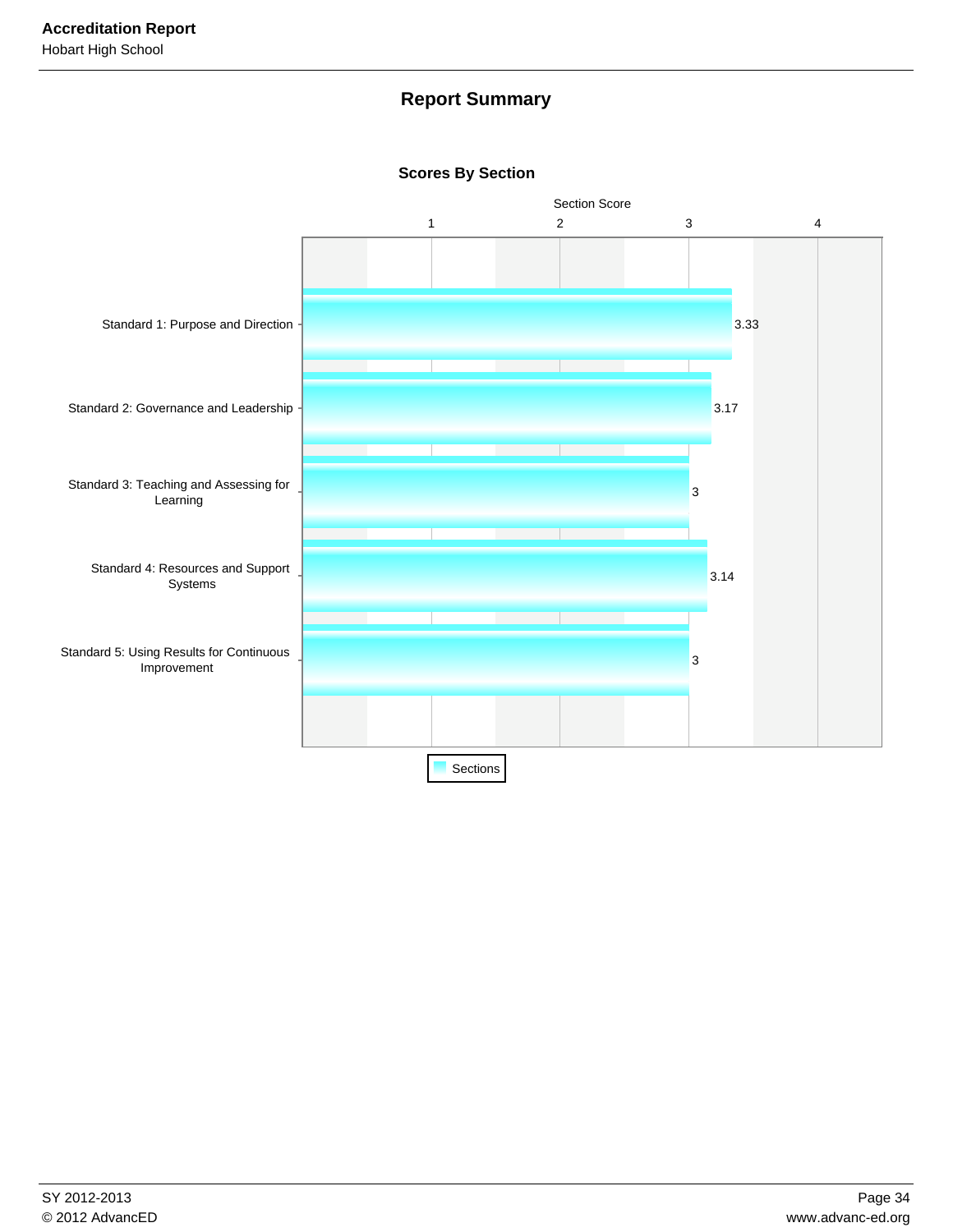## Report Summary

### Scores By Section

| Section | Section Score |
|---|---|
| Standard 1: Purpose and Direction | 3.33 |
| Standard 2: Governance and Leadership | 3.17 |
| Standard 3: Teaching and Assessing for Learning | 3 |
| Standard 4: Resources and Support Systems | 3.14 |
| Standard 5: Using Results for Continuous Improvement | 3 |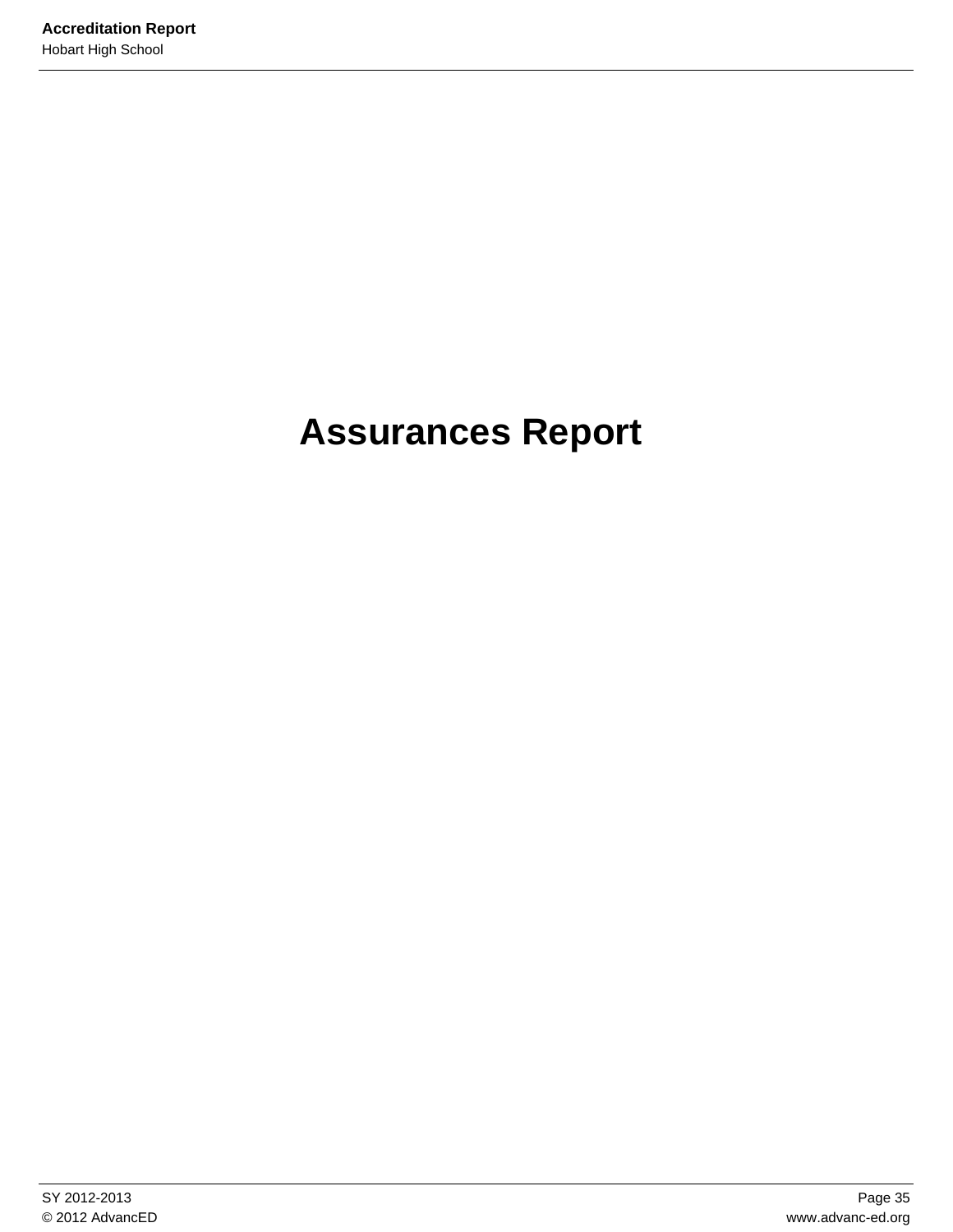# Assurances Report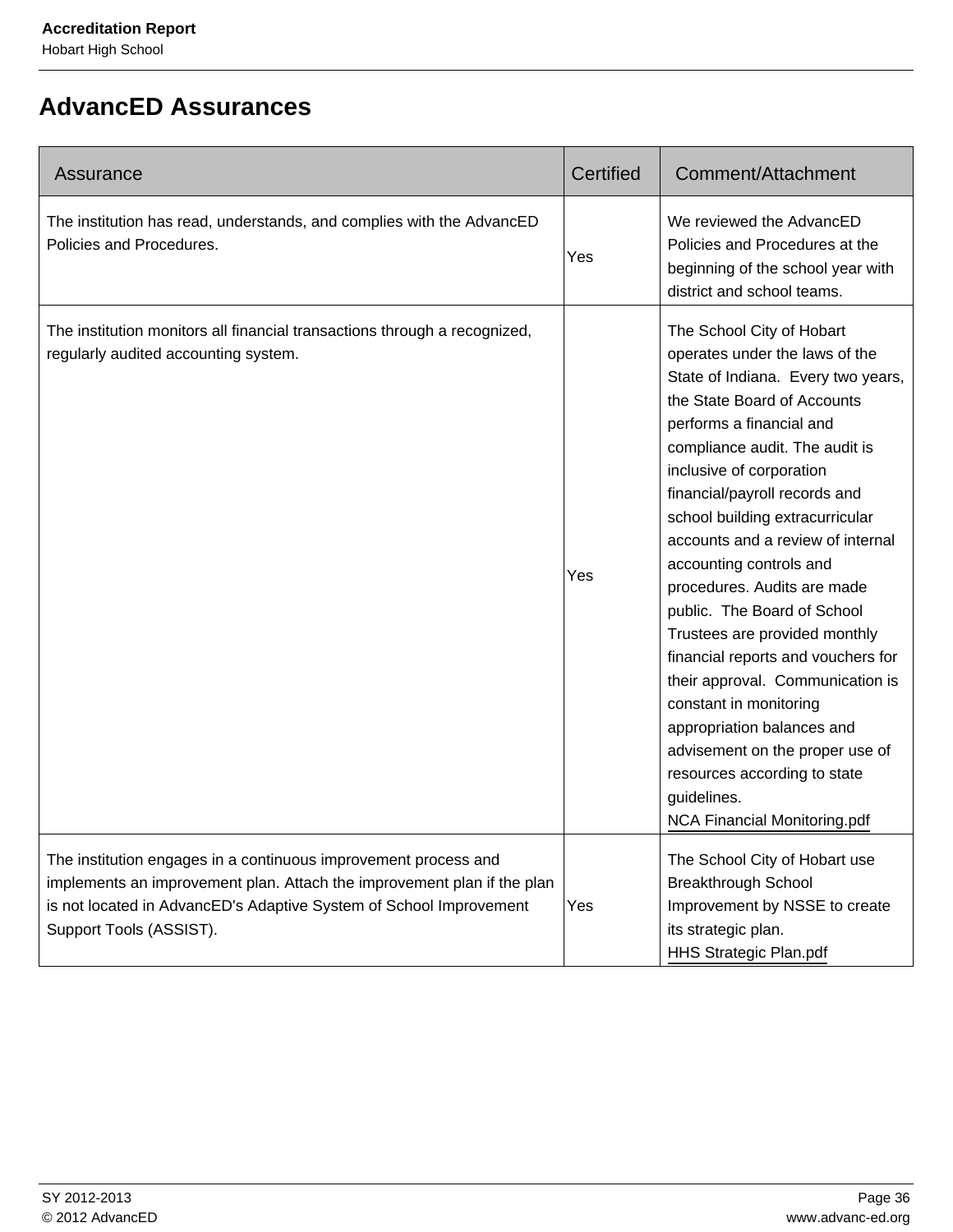# AdvancED Assurances

| Assurance | Certified | Comment/Attachment |
|---|---|---|
| The institution has read, understands, and complies with the AdvancED Policies and Procedures. | Yes | We reviewed the AdvancED Policies and Procedures at the beginning of the school year with district and school teams. |
| The institution monitors all financial transactions through a recognized, regularly audited accounting system. | Yes | The School City of Hobart operates under the laws of the State of Indiana.  Every two years, the State Board of Accounts performs a financial and compliance audit. The audit is inclusive of corporation financial/payroll records and school building extracurricular accounts and a review of internal accounting controls and procedures. Audits are made public.  The Board of School Trustees are provided monthly financial reports and vouchers for their approval.  Communication is constant in monitoring appropriation balances and advisement on the proper use of resources according to state guidelines.<br>NCA Financial Monitoring.pdf |
| The institution engages in a continuous improvement process and implements an improvement plan. Attach the improvement plan if the plan is not located in AdvancED's Adaptive System of School Improvement Support Tools (ASSIST). | Yes | The School City of Hobart use Breakthrough School Improvement by NSSE to create its strategic plan.<br>HHS Strategic Plan.pdf |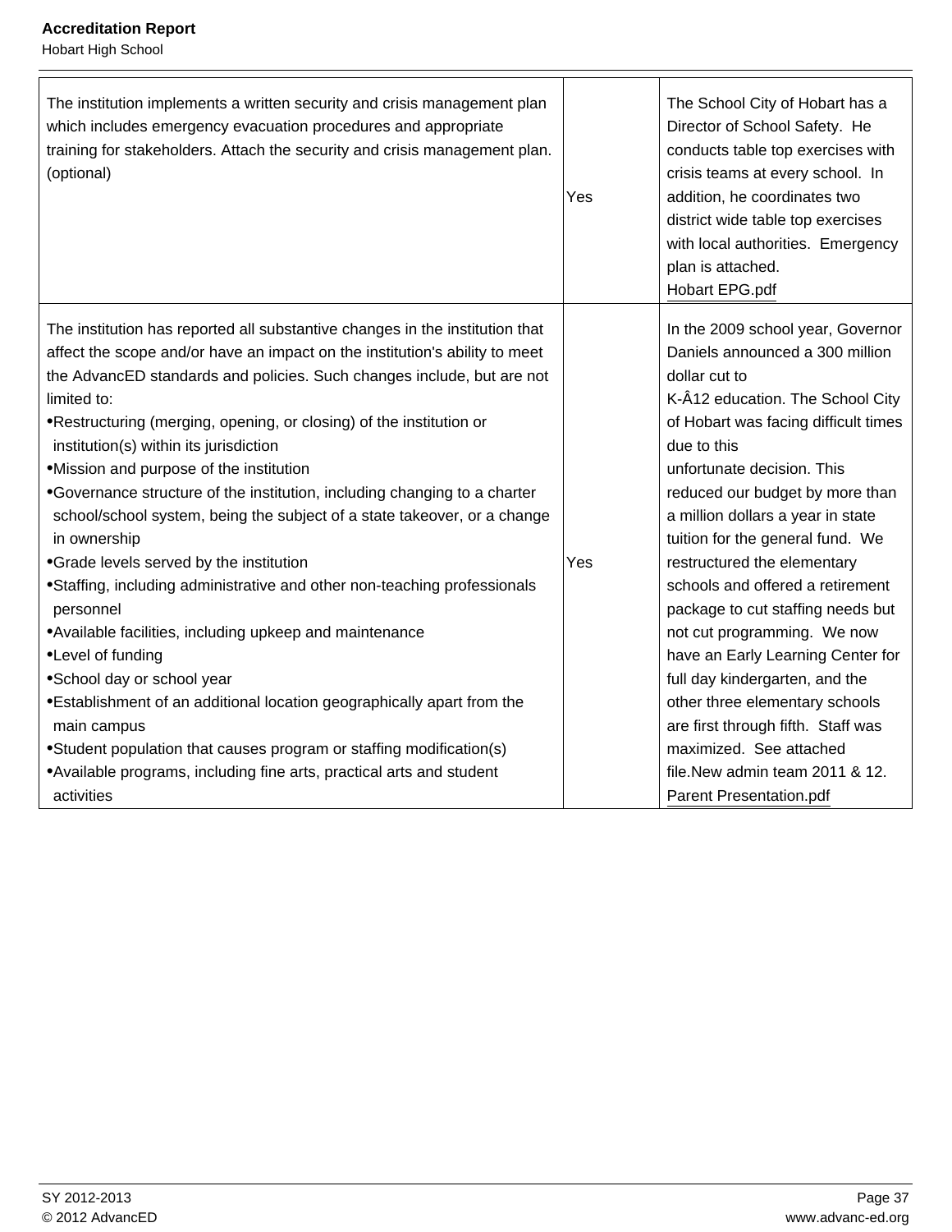| | | |
|---|---|---|
| The institution implements a written security and crisis management plan which includes emergency evacuation procedures and appropriate training for stakeholders. Attach the security and crisis management plan. (optional) | Yes | The School City of Hobart has a Director of School Safety. He conducts table top exercises with crisis teams at every school. In addition, he coordinates two district wide table top exercises with local authorities. Emergency plan is attached.<br>Hobart EPG.pdf |
| The institution has reported all substantive changes in the institution that affect the scope and/or have an impact on the institution's ability to meet the AdvancED standards and policies. Such changes include, but are not limited to:<br>•Restructuring (merging, opening, or closing) of the institution or institution(s) within its jurisdiction<br>•Mission and purpose of the institution<br>•Governance structure of the institution, including changing to a charter school/school system, being the subject of a state takeover, or a change in ownership<br>•Grade levels served by the institution<br>•Staffing, including administrative and other non-teaching professionals personnel<br>•Available facilities, including upkeep and maintenance<br>•Level of funding<br>•School day or school year<br>•Establishment of an additional location geographically apart from the main campus<br>•Student population that causes program or staffing modification(s)<br>•Available programs, including fine arts, practical arts and student activities | Yes | In the 2009 school year, Governor Daniels announced a 300 million dollar cut to K-Â12 education. The School City of Hobart was facing difficult times due to this unfortunate decision. This reduced our budget by more than a million dollars a year in state tuition for the general fund. We restructured the elementary schools and offered a retirement package to cut staffing needs but not cut programming. We now have an Early Learning Center for full day kindergarten, and the other three elementary schools are first through fifth. Staff was maximized. See attached file.New admin team 2011 & 12.<br>Parent Presentation.pdf |